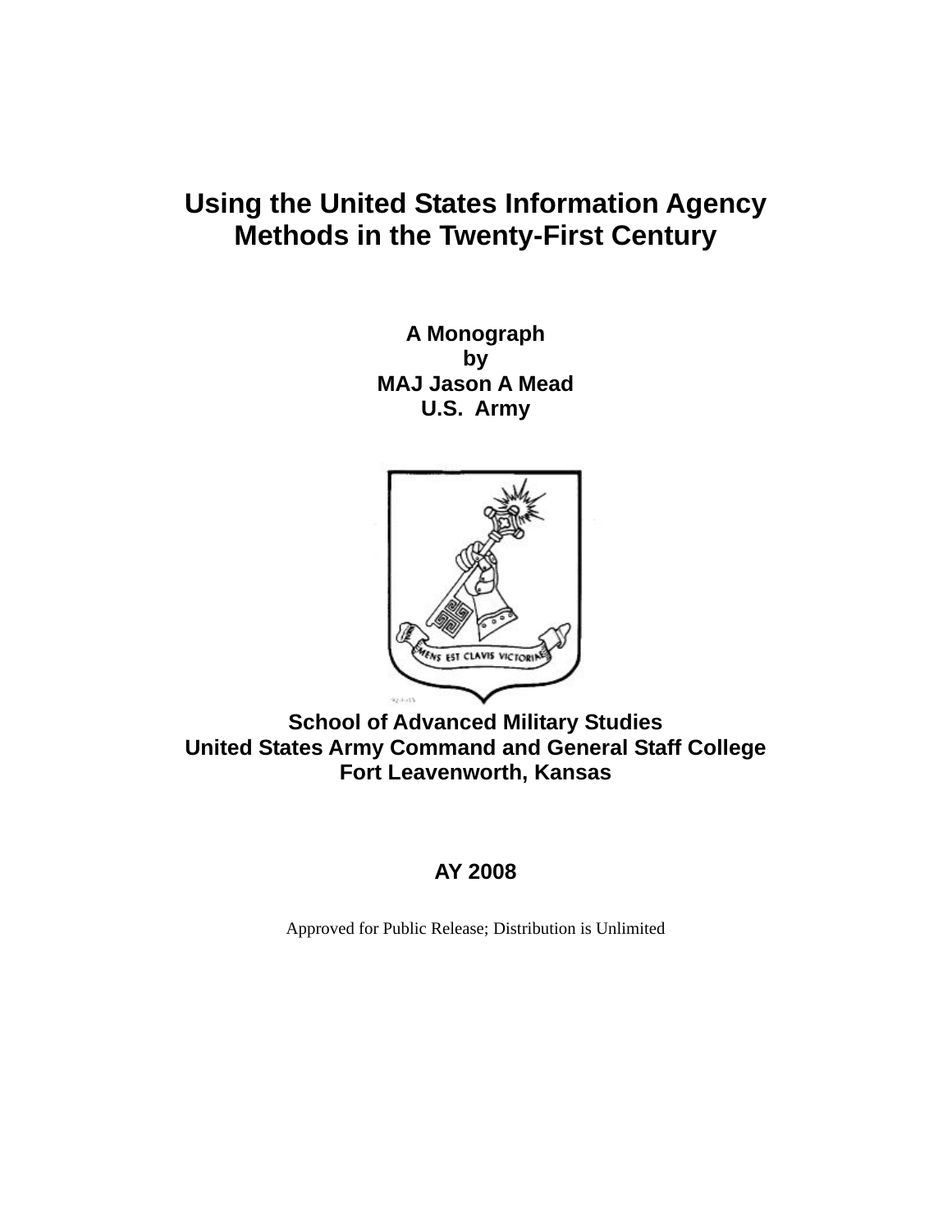# Using the United States Information Agency Methods in the Twenty-First Century

**A Monograph**
**by**
**MAJ Jason A Mead**
**U.S. Army**

**School of Advanced Military Studies**
**United States Army Command and General Staff College**
**Fort Leavenworth, Kansas**

**AY 2008**

Approved for Public Release; Distribution is Unlimited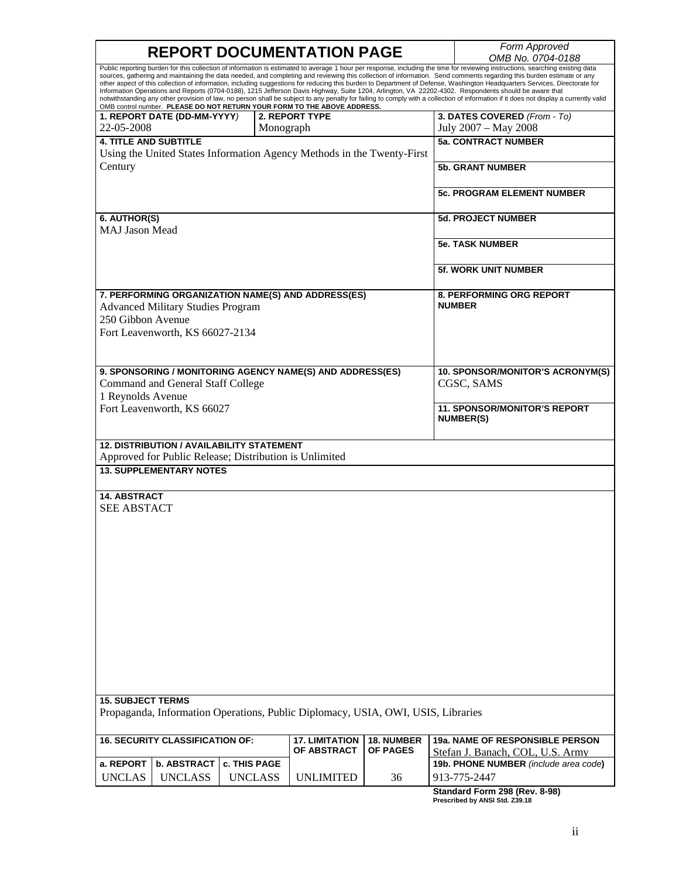# REPORT DOCUMENTATION PAGE

*Form Approved*
*OMB No. 0704-0188*

Public reporting burden for this collection of information is estimated to average 1 hour per response, including the time for reviewing instructions, searching existing data sources, gathering and maintaining the data needed, and completing and reviewing this collection of information. Send comments regarding this burden estimate or any other aspect of this collection of information, including suggestions for reducing this burden to Department of Defense, Washington Headquarters Services, Directorate for Information Operations and Reports (0704-0188), 1215 Jefferson Davis Highway, Suite 1204, Arlington, VA 22202-4302. Respondents should be aware that notwithstanding any other provision of law, no person shall be subject to any penalty for failing to comply with a collection of information if it does not display a currently valid OMB control number. **PLEASE DO NOT RETURN YOUR FORM TO THE ABOVE ADDRESS.**

**1. REPORT DATE (DD-MM-YYYY)**
22-05-2008

**2. REPORT TYPE**
Monograph

**3. DATES COVERED** *(From - To)*
July 2007 – May 2008

**4. TITLE AND SUBTITLE**
Using the United States Information Agency Methods in the Twenty-First Century

**5a. CONTRACT NUMBER**

**5b. GRANT NUMBER**

**5c. PROGRAM ELEMENT NUMBER**

**6. AUTHOR(S)**
MAJ Jason Mead

**5d. PROJECT NUMBER**

**5e. TASK NUMBER**

**5f. WORK UNIT NUMBER**

**7. PERFORMING ORGANIZATION NAME(S) AND ADDRESS(ES)**
Advanced Military Studies Program
250 Gibbon Avenue
Fort Leavenworth, KS 66027-2134

**8. PERFORMING ORG REPORT NUMBER**

**9. SPONSORING / MONITORING AGENCY NAME(S) AND ADDRESS(ES)**
Command and General Staff College
1 Reynolds Avenue
Fort Leavenworth, KS 66027

**10. SPONSOR/MONITOR'S ACRONYM(S)**
CGSC, SAMS

**11. SPONSOR/MONITOR'S REPORT NUMBER(S)**

**12. DISTRIBUTION / AVAILABILITY STATEMENT**
Approved for Public Release; Distribution is Unlimited

**13. SUPPLEMENTARY NOTES**

**14. ABSTRACT**
SEE ABSTACT

**15. SUBJECT TERMS**
Propaganda, Information Operations, Public Diplomacy, USIA, OWI, USIS, Libraries

| 16. SECURITY CLASSIFICATION OF: | | | 17. LIMITATION OF ABSTRACT | 18. NUMBER OF PAGES | 19a. NAME OF RESPONSIBLE PERSON |
|---|---|---|---|---|---|
| | | | | | Stefan J. Banach, COL, U.S. Army |
| a. REPORT | b. ABSTRACT | c. THIS PAGE | | | 19b. PHONE NUMBER *(include area code)* |
| UNCLAS | UNCLASS | UNCLASS | UNLIMITED | 36 | 913-775-2447 |

**Standard Form 298 (Rev. 8-98)**
**Prescribed by ANSI Std. Z39.18**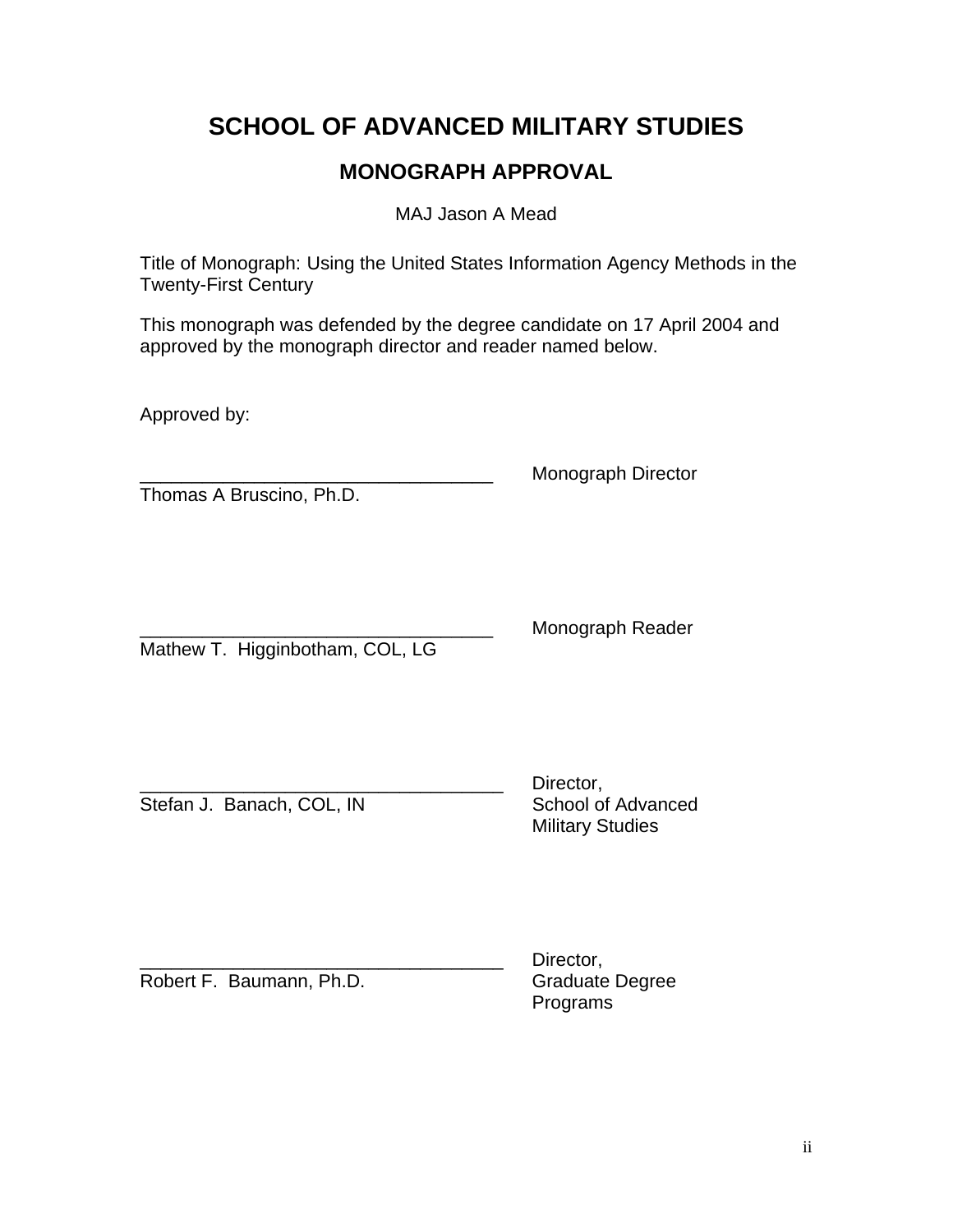# SCHOOL OF ADVANCED MILITARY STUDIES

## MONOGRAPH APPROVAL

MAJ Jason A Mead

Title of Monograph: Using the United States Information Agency Methods in the Twenty-First Century

This monograph was defended by the degree candidate on 17 April 2004 and approved by the monograph director and reader named below.

Approved by:

__________________________________ Monograph Director
Thomas A Bruscino, Ph.D.

__________________________________ Monograph Reader
Mathew T. Higginbotham, COL, LG

__________________________________ Director, School of Advanced Military Studies
Stefan J. Banach, COL, IN

__________________________________ Director, Graduate Degree Programs
Robert F. Baumann, Ph.D.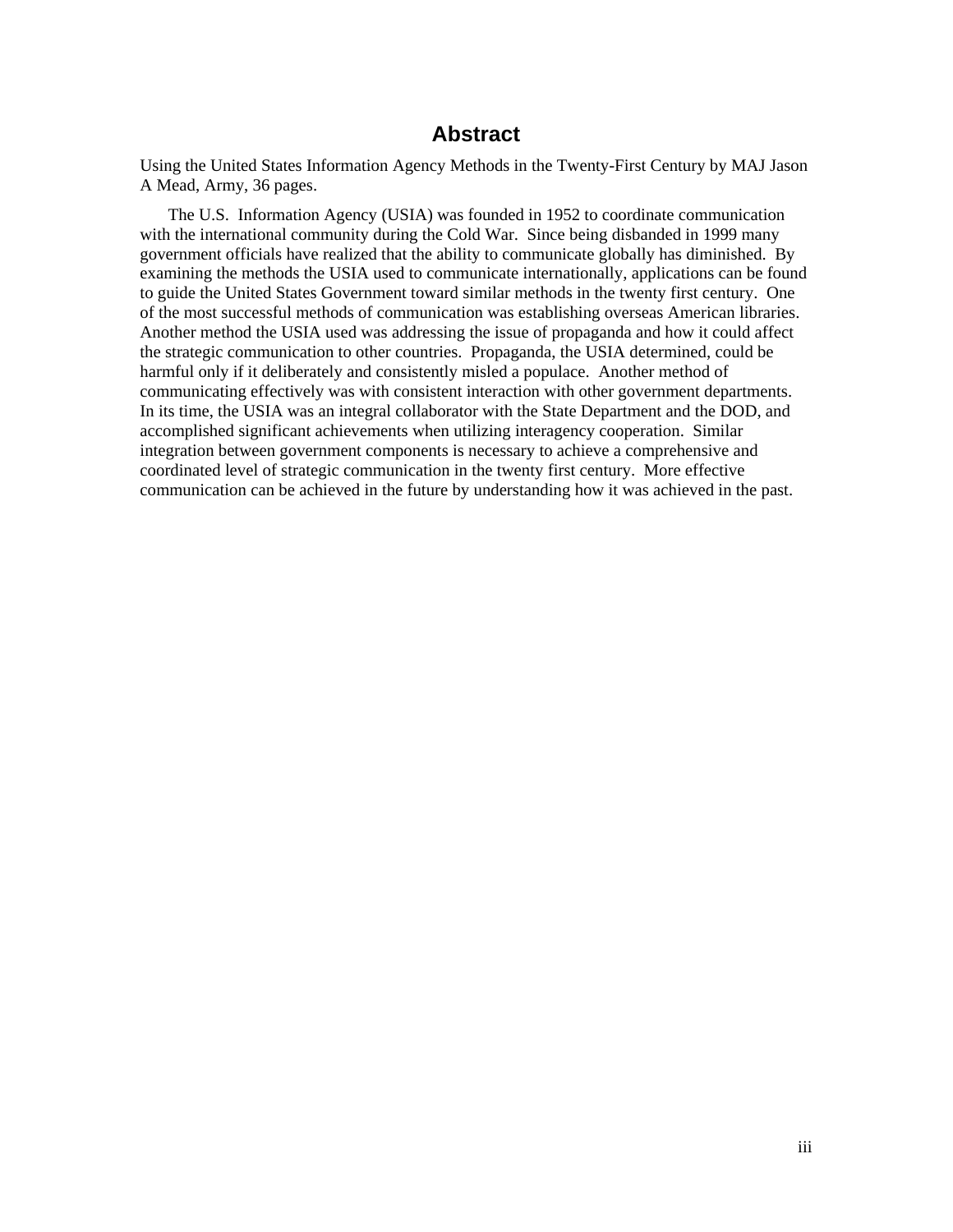# Abstract

Using the United States Information Agency Methods in the Twenty-First Century by MAJ Jason A Mead, Army, 36 pages.

The U.S. Information Agency (USIA) was founded in 1952 to coordinate communication with the international community during the Cold War. Since being disbanded in 1999 many government officials have realized that the ability to communicate globally has diminished. By examining the methods the USIA used to communicate internationally, applications can be found to guide the United States Government toward similar methods in the twenty first century. One of the most successful methods of communication was establishing overseas American libraries. Another method the USIA used was addressing the issue of propaganda and how it could affect the strategic communication to other countries. Propaganda, the USIA determined, could be harmful only if it deliberately and consistently misled a populace. Another method of communicating effectively was with consistent interaction with other government departments. In its time, the USIA was an integral collaborator with the State Department and the DOD, and accomplished significant achievements when utilizing interagency cooperation. Similar integration between government components is necessary to achieve a comprehensive and coordinated level of strategic communication in the twenty first century. More effective communication can be achieved in the future by understanding how it was achieved in the past.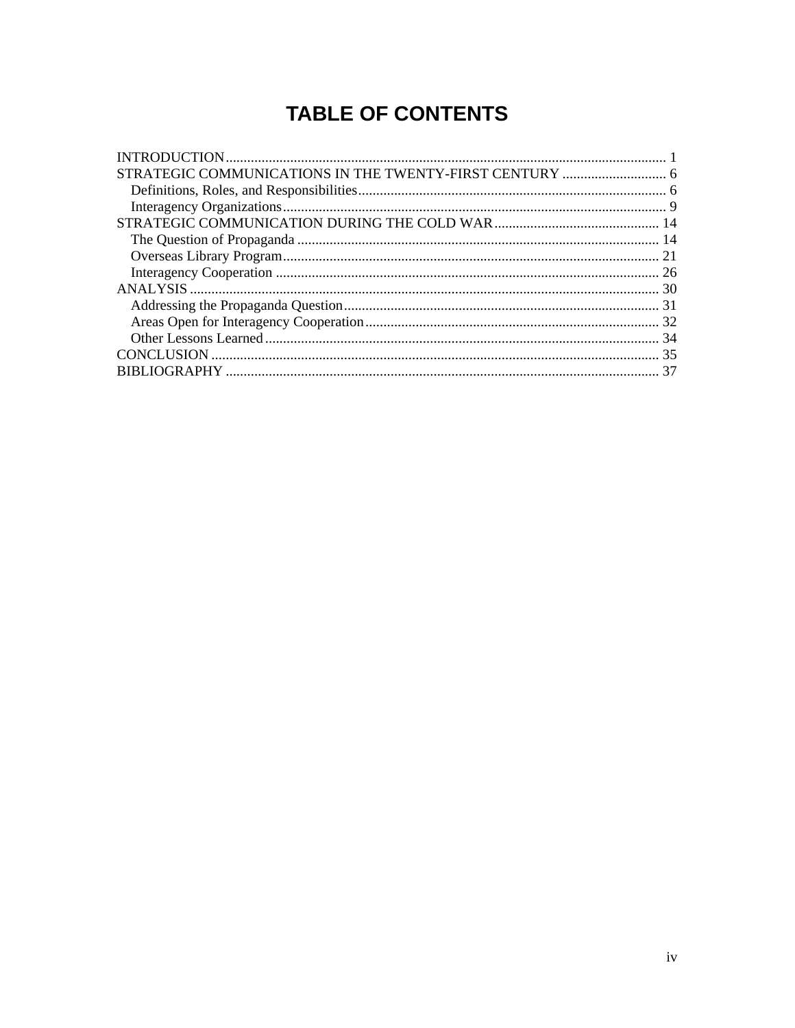# TABLE OF CONTENTS

INTRODUCTION .......... 1
STRATEGIC COMMUNICATIONS IN THE TWENTY-FIRST CENTURY .......... 6
  Definitions, Roles, and Responsibilities .......... 6
  Interagency Organizations .......... 9
STRATEGIC COMMUNICATION DURING THE COLD WAR .......... 14
  The Question of Propaganda .......... 14
  Overseas Library Program .......... 21
  Interagency Cooperation .......... 26
ANALYSIS .......... 30
  Addressing the Propaganda Question .......... 31
  Areas Open for Interagency Cooperation .......... 32
  Other Lessons Learned .......... 34
CONCLUSION .......... 35
BIBLIOGRAPHY .......... 37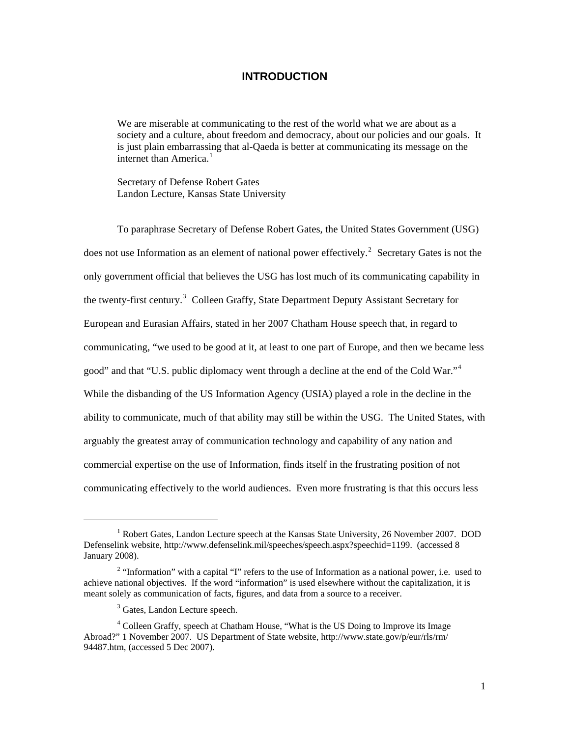# INTRODUCTION

> We are miserable at communicating to the rest of the world what we are about as a society and a culture, about freedom and democracy, about our policies and our goals. It is just plain embarrassing that al-Qaeda is better at communicating its message on the internet than America.[1]
>
> Secretary of Defense Robert Gates
> Landon Lecture, Kansas State University

To paraphrase Secretary of Defense Robert Gates, the United States Government (USG) does not use Information as an element of national power effectively.[2] Secretary Gates is not the only government official that believes the USG has lost much of its communicating capability in the twenty-first century.[3] Colleen Graffy, State Department Deputy Assistant Secretary for European and Eurasian Affairs, stated in her 2007 Chatham House speech that, in regard to communicating, "we used to be good at it, at least to one part of Europe, and then we became less good" and that "U.S. public diplomacy went through a decline at the end of the Cold War."[4] While the disbanding of the US Information Agency (USIA) played a role in the decline in the ability to communicate, much of that ability may still be within the USG. The United States, with arguably the greatest array of communication technology and capability of any nation and commercial expertise on the use of Information, finds itself in the frustrating position of not communicating effectively to the world audiences. Even more frustrating is that this occurs less

---

[1] Robert Gates, Landon Lecture speech at the Kansas State University, 26 November 2007. DOD Defenselink website, http://www.defenselink.mil/speeches/speech.aspx?speechid=1199. (accessed 8 January 2008).

[2] "Information" with a capital "I" refers to the use of Information as a national power, i.e. used to achieve national objectives. If the word "information" is used elsewhere without the capitalization, it is meant solely as communication of facts, figures, and data from a source to a receiver.

[3] Gates, Landon Lecture speech.

[4] Colleen Graffy, speech at Chatham House, "What is the US Doing to Improve its Image Abroad?" 1 November 2007. US Department of State website, http://www.state.gov/p/eur/rls/rm/94487.htm, (accessed 5 Dec 2007).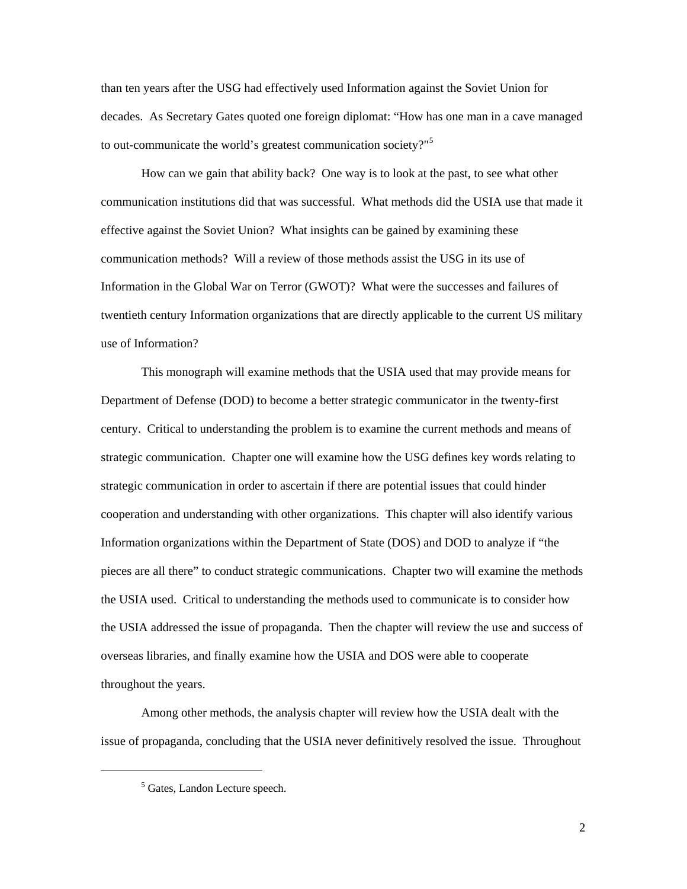than ten years after the USG had effectively used Information against the Soviet Union for decades. As Secretary Gates quoted one foreign diplomat: "How has one man in a cave managed to out-communicate the world's greatest communication society?"[5]

How can we gain that ability back? One way is to look at the past, to see what other communication institutions did that was successful. What methods did the USIA use that made it effective against the Soviet Union? What insights can be gained by examining these communication methods? Will a review of those methods assist the USG in its use of Information in the Global War on Terror (GWOT)? What were the successes and failures of twentieth century Information organizations that are directly applicable to the current US military use of Information?

This monograph will examine methods that the USIA used that may provide means for Department of Defense (DOD) to become a better strategic communicator in the twenty-first century. Critical to understanding the problem is to examine the current methods and means of strategic communication. Chapter one will examine how the USG defines key words relating to strategic communication in order to ascertain if there are potential issues that could hinder cooperation and understanding with other organizations. This chapter will also identify various Information organizations within the Department of State (DOS) and DOD to analyze if "the pieces are all there" to conduct strategic communications. Chapter two will examine the methods the USIA used. Critical to understanding the methods used to communicate is to consider how the USIA addressed the issue of propaganda. Then the chapter will review the use and success of overseas libraries, and finally examine how the USIA and DOS were able to cooperate throughout the years.

Among other methods, the analysis chapter will review how the USIA dealt with the issue of propaganda, concluding that the USIA never definitively resolved the issue. Throughout

[5] Gates, Landon Lecture speech.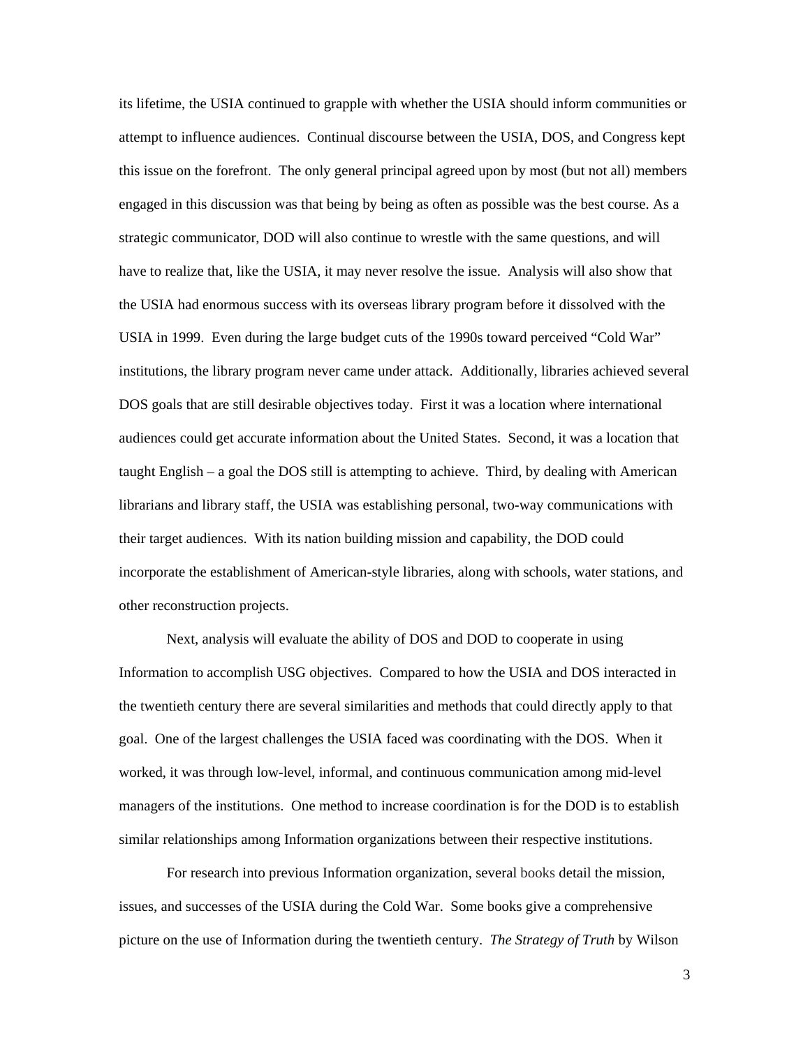its lifetime, the USIA continued to grapple with whether the USIA should inform communities or attempt to influence audiences. Continual discourse between the USIA, DOS, and Congress kept this issue on the forefront. The only general principal agreed upon by most (but not all) members engaged in this discussion was that being by being as often as possible was the best course. As a strategic communicator, DOD will also continue to wrestle with the same questions, and will have to realize that, like the USIA, it may never resolve the issue. Analysis will also show that the USIA had enormous success with its overseas library program before it dissolved with the USIA in 1999. Even during the large budget cuts of the 1990s toward perceived "Cold War" institutions, the library program never came under attack. Additionally, libraries achieved several DOS goals that are still desirable objectives today. First it was a location where international audiences could get accurate information about the United States. Second, it was a location that taught English – a goal the DOS still is attempting to achieve. Third, by dealing with American librarians and library staff, the USIA was establishing personal, two-way communications with their target audiences. With its nation building mission and capability, the DOD could incorporate the establishment of American-style libraries, along with schools, water stations, and other reconstruction projects.

Next, analysis will evaluate the ability of DOS and DOD to cooperate in using Information to accomplish USG objectives. Compared to how the USIA and DOS interacted in the twentieth century there are several similarities and methods that could directly apply to that goal. One of the largest challenges the USIA faced was coordinating with the DOS. When it worked, it was through low-level, informal, and continuous communication among mid-level managers of the institutions. One method to increase coordination is for the DOD is to establish similar relationships among Information organizations between their respective institutions.

For research into previous Information organization, several books detail the mission, issues, and successes of the USIA during the Cold War. Some books give a comprehensive picture on the use of Information during the twentieth century. *The Strategy of Truth* by Wilson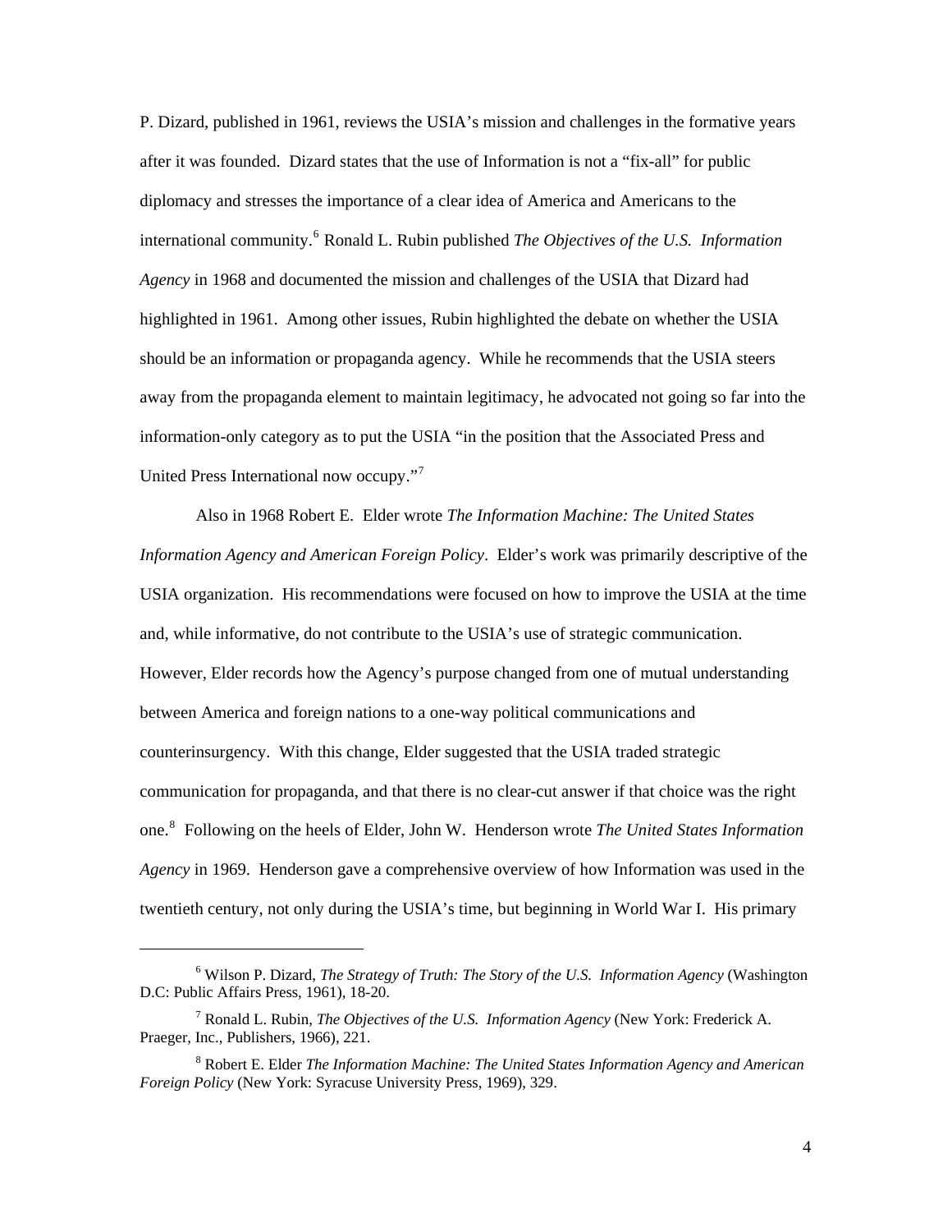P. Dizard, published in 1961, reviews the USIA's mission and challenges in the formative years after it was founded. Dizard states that the use of Information is not a "fix-all" for public diplomacy and stresses the importance of a clear idea of America and Americans to the international community.[6] Ronald L. Rubin published *The Objectives of the U.S. Information Agency* in 1968 and documented the mission and challenges of the USIA that Dizard had highlighted in 1961. Among other issues, Rubin highlighted the debate on whether the USIA should be an information or propaganda agency. While he recommends that the USIA steers away from the propaganda element to maintain legitimacy, he advocated not going so far into the information-only category as to put the USIA "in the position that the Associated Press and United Press International now occupy."[7]

Also in 1968 Robert E. Elder wrote *The Information Machine: The United States Information Agency and American Foreign Policy*. Elder's work was primarily descriptive of the USIA organization. His recommendations were focused on how to improve the USIA at the time and, while informative, do not contribute to the USIA's use of strategic communication. However, Elder records how the Agency's purpose changed from one of mutual understanding between America and foreign nations to a one-way political communications and counterinsurgency. With this change, Elder suggested that the USIA traded strategic communication for propaganda, and that there is no clear-cut answer if that choice was the right one.[8] Following on the heels of Elder, John W. Henderson wrote *The United States Information Agency* in 1969. Henderson gave a comprehensive overview of how Information was used in the twentieth century, not only during the USIA's time, but beginning in World War I. His primary

---

[6] Wilson P. Dizard, *The Strategy of Truth: The Story of the U.S. Information Agency* (Washington D.C: Public Affairs Press, 1961), 18-20.

[7] Ronald L. Rubin, *The Objectives of the U.S. Information Agency* (New York: Frederick A. Praeger, Inc., Publishers, 1966), 221.

[8] Robert E. Elder *The Information Machine: The United States Information Agency and American Foreign Policy* (New York: Syracuse University Press, 1969), 329.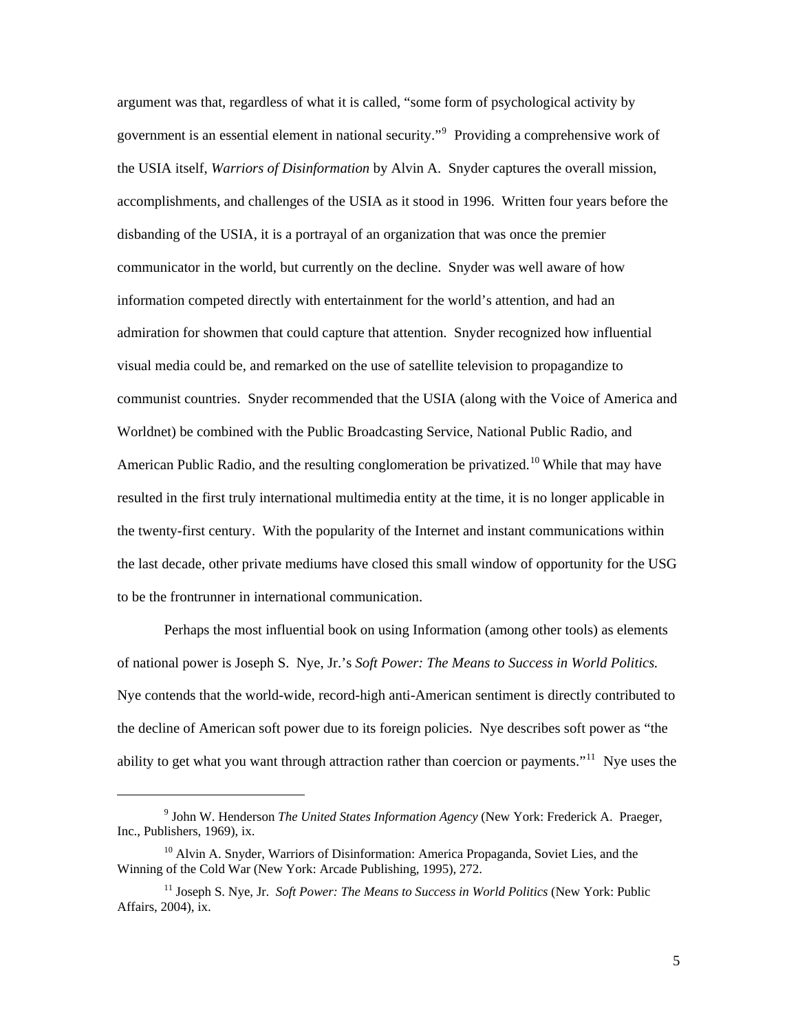argument was that, regardless of what it is called, "some form of psychological activity by government is an essential element in national security."[9] Providing a comprehensive work of the USIA itself, *Warriors of Disinformation* by Alvin A. Snyder captures the overall mission, accomplishments, and challenges of the USIA as it stood in 1996. Written four years before the disbanding of the USIA, it is a portrayal of an organization that was once the premier communicator in the world, but currently on the decline. Snyder was well aware of how information competed directly with entertainment for the world's attention, and had an admiration for showmen that could capture that attention. Snyder recognized how influential visual media could be, and remarked on the use of satellite television to propagandize to communist countries. Snyder recommended that the USIA (along with the Voice of America and Worldnet) be combined with the Public Broadcasting Service, National Public Radio, and American Public Radio, and the resulting conglomeration be privatized.[10] While that may have resulted in the first truly international multimedia entity at the time, it is no longer applicable in the twenty-first century. With the popularity of the Internet and instant communications within the last decade, other private mediums have closed this small window of opportunity for the USG to be the frontrunner in international communication.

Perhaps the most influential book on using Information (among other tools) as elements of national power is Joseph S. Nye, Jr.'s *Soft Power: The Means to Success in World Politics.* Nye contends that the world-wide, record-high anti-American sentiment is directly contributed to the decline of American soft power due to its foreign policies. Nye describes soft power as "the ability to get what you want through attraction rather than coercion or payments."[11] Nye uses the

---

[9] John W. Henderson *The United States Information Agency* (New York: Frederick A. Praeger, Inc., Publishers, 1969), ix.

[10] Alvin A. Snyder, Warriors of Disinformation: America Propaganda, Soviet Lies, and the Winning of the Cold War (New York: Arcade Publishing, 1995), 272.

[11] Joseph S. Nye, Jr. *Soft Power: The Means to Success in World Politics* (New York: Public Affairs, 2004), ix.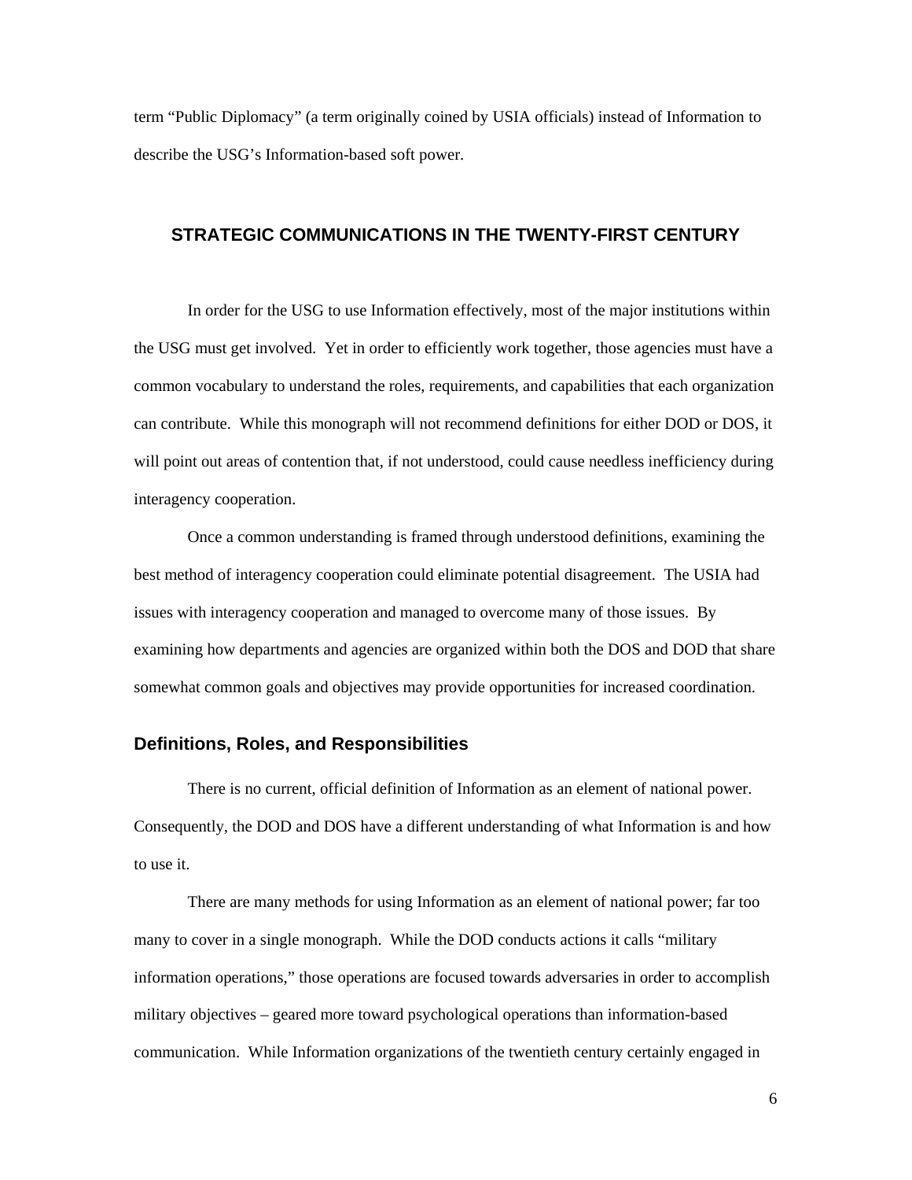term “Public Diplomacy” (a term originally coined by USIA officials) instead of Information to describe the USG’s Information-based soft power.

## STRATEGIC COMMUNICATIONS IN THE TWENTY-FIRST CENTURY

In order for the USG to use Information effectively, most of the major institutions within the USG must get involved. Yet in order to efficiently work together, those agencies must have a common vocabulary to understand the roles, requirements, and capabilities that each organization can contribute. While this monograph will not recommend definitions for either DOD or DOS, it will point out areas of contention that, if not understood, could cause needless inefficiency during interagency cooperation.

Once a common understanding is framed through understood definitions, examining the best method of interagency cooperation could eliminate potential disagreement. The USIA had issues with interagency cooperation and managed to overcome many of those issues. By examining how departments and agencies are organized within both the DOS and DOD that share somewhat common goals and objectives may provide opportunities for increased coordination.

### Definitions, Roles, and Responsibilities

There is no current, official definition of Information as an element of national power. Consequently, the DOD and DOS have a different understanding of what Information is and how to use it.

There are many methods for using Information as an element of national power; far too many to cover in a single monograph. While the DOD conducts actions it calls “military information operations,” those operations are focused towards adversaries in order to accomplish military objectives – geared more toward psychological operations than information-based communication. While Information organizations of the twentieth century certainly engaged in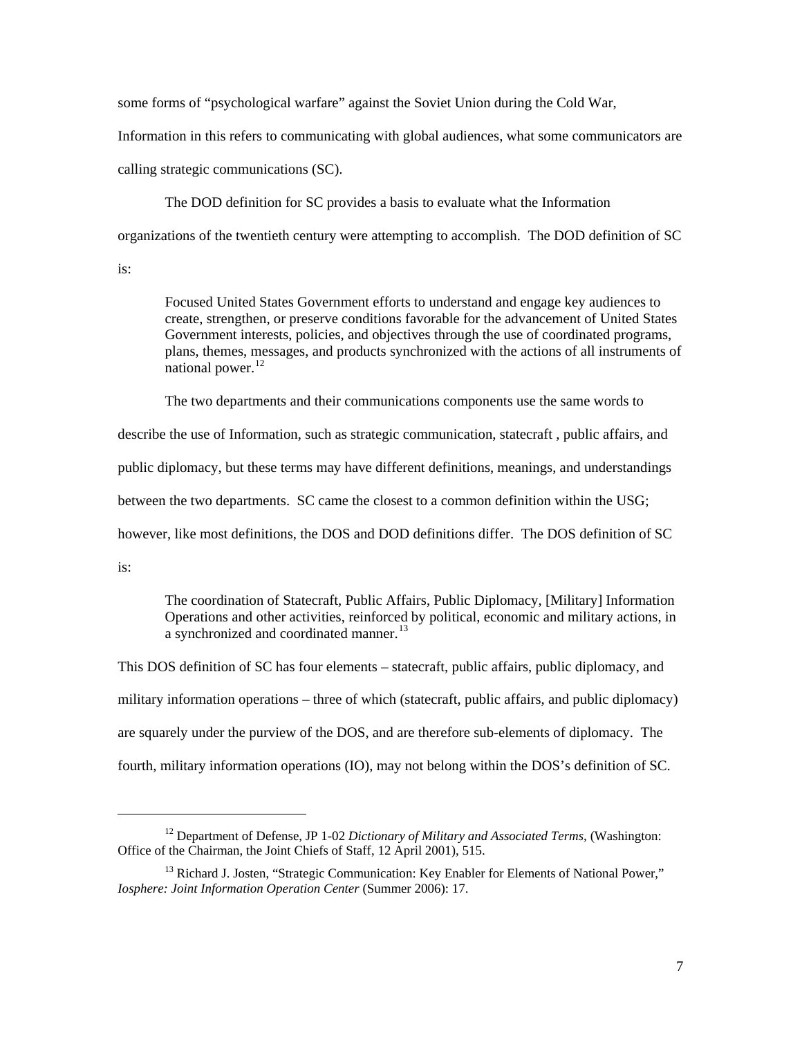some forms of "psychological warfare" against the Soviet Union during the Cold War, Information in this refers to communicating with global audiences, what some communicators are calling strategic communications (SC).

The DOD definition for SC provides a basis to evaluate what the Information organizations of the twentieth century were attempting to accomplish. The DOD definition of SC is:

> Focused United States Government efforts to understand and engage key audiences to create, strengthen, or preserve conditions favorable for the advancement of United States Government interests, policies, and objectives through the use of coordinated programs, plans, themes, messages, and products synchronized with the actions of all instruments of national power.[12]

The two departments and their communications components use the same words to describe the use of Information, such as strategic communication, statecraft , public affairs, and public diplomacy, but these terms may have different definitions, meanings, and understandings between the two departments. SC came the closest to a common definition within the USG; however, like most definitions, the DOS and DOD definitions differ. The DOS definition of SC is:

> The coordination of Statecraft, Public Affairs, Public Diplomacy, [Military] Information Operations and other activities, reinforced by political, economic and military actions, in a synchronized and coordinated manner.[13]

This DOS definition of SC has four elements – statecraft, public affairs, public diplomacy, and military information operations – three of which (statecraft, public affairs, and public diplomacy) are squarely under the purview of the DOS, and are therefore sub-elements of diplomacy. The fourth, military information operations (IO), may not belong within the DOS's definition of SC.

---

[12] Department of Defense, JP 1-02 *Dictionary of Military and Associated Terms*, (Washington: Office of the Chairman, the Joint Chiefs of Staff, 12 April 2001), 515.

[13] Richard J. Josten, "Strategic Communication: Key Enabler for Elements of National Power," *Iosphere: Joint Information Operation Center* (Summer 2006): 17.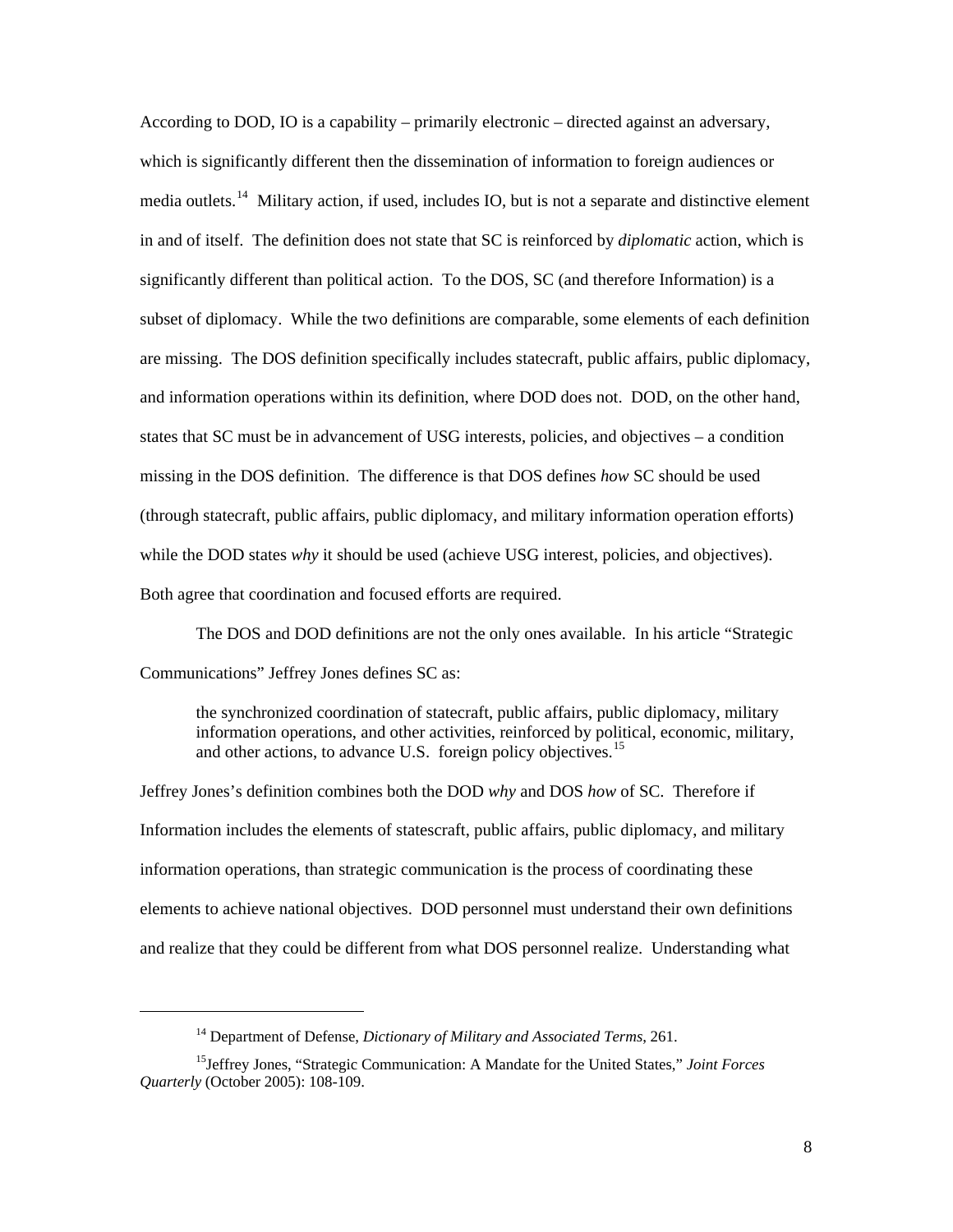According to DOD, IO is a capability – primarily electronic – directed against an adversary, which is significantly different then the dissemination of information to foreign audiences or media outlets.[14] Military action, if used, includes IO, but is not a separate and distinctive element in and of itself. The definition does not state that SC is reinforced by *diplomatic* action, which is significantly different than political action. To the DOS, SC (and therefore Information) is a subset of diplomacy. While the two definitions are comparable, some elements of each definition are missing. The DOS definition specifically includes statecraft, public affairs, public diplomacy, and information operations within its definition, where DOD does not. DOD, on the other hand, states that SC must be in advancement of USG interests, policies, and objectives – a condition missing in the DOS definition. The difference is that DOS defines *how* SC should be used (through statecraft, public affairs, public diplomacy, and military information operation efforts) while the DOD states *why* it should be used (achieve USG interest, policies, and objectives). Both agree that coordination and focused efforts are required.

The DOS and DOD definitions are not the only ones available. In his article "Strategic Communications" Jeffrey Jones defines SC as:

> the synchronized coordination of statecraft, public affairs, public diplomacy, military information operations, and other activities, reinforced by political, economic, military, and other actions, to advance U.S. foreign policy objectives.[15]

Jeffrey Jones's definition combines both the DOD *why* and DOS *how* of SC. Therefore if Information includes the elements of statescraft, public affairs, public diplomacy, and military information operations, than strategic communication is the process of coordinating these elements to achieve national objectives. DOD personnel must understand their own definitions and realize that they could be different from what DOS personnel realize. Understanding what

---

[14] Department of Defense, *Dictionary of Military and Associated Terms,* 261.

[15] Jeffrey Jones, "Strategic Communication: A Mandate for the United States," *Joint Forces Quarterly* (October 2005): 108-109.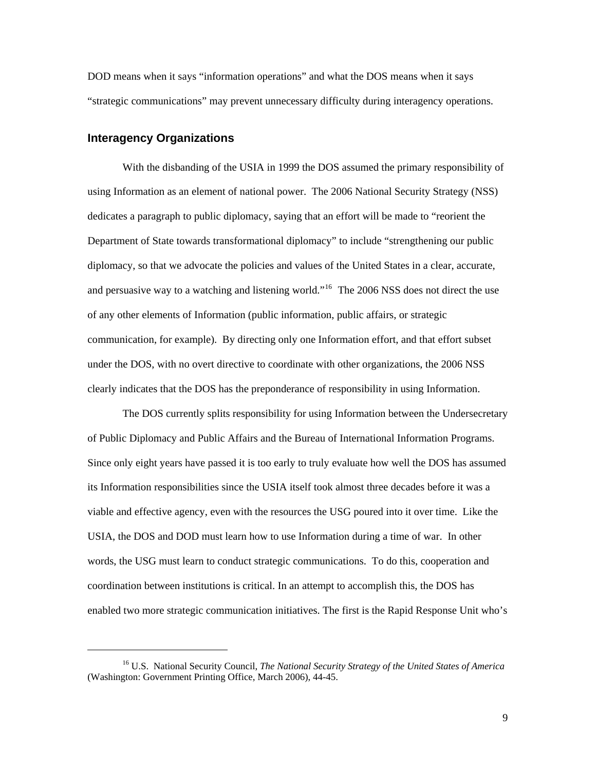DOD means when it says "information operations" and what the DOS means when it says "strategic communications" may prevent unnecessary difficulty during interagency operations.

## Interagency Organizations

With the disbanding of the USIA in 1999 the DOS assumed the primary responsibility of using Information as an element of national power. The 2006 National Security Strategy (NSS) dedicates a paragraph to public diplomacy, saying that an effort will be made to "reorient the Department of State towards transformational diplomacy" to include "strengthening our public diplomacy, so that we advocate the policies and values of the United States in a clear, accurate, and persuasive way to a watching and listening world."[16] The 2006 NSS does not direct the use of any other elements of Information (public information, public affairs, or strategic communication, for example). By directing only one Information effort, and that effort subset under the DOS, with no overt directive to coordinate with other organizations, the 2006 NSS clearly indicates that the DOS has the preponderance of responsibility in using Information.

The DOS currently splits responsibility for using Information between the Undersecretary of Public Diplomacy and Public Affairs and the Bureau of International Information Programs. Since only eight years have passed it is too early to truly evaluate how well the DOS has assumed its Information responsibilities since the USIA itself took almost three decades before it was a viable and effective agency, even with the resources the USG poured into it over time. Like the USIA, the DOS and DOD must learn how to use Information during a time of war. In other words, the USG must learn to conduct strategic communications. To do this, cooperation and coordination between institutions is critical. In an attempt to accomplish this, the DOS has enabled two more strategic communication initiatives. The first is the Rapid Response Unit who's

[16] U.S. National Security Council, *The National Security Strategy of the United States of America* (Washington: Government Printing Office, March 2006), 44-45.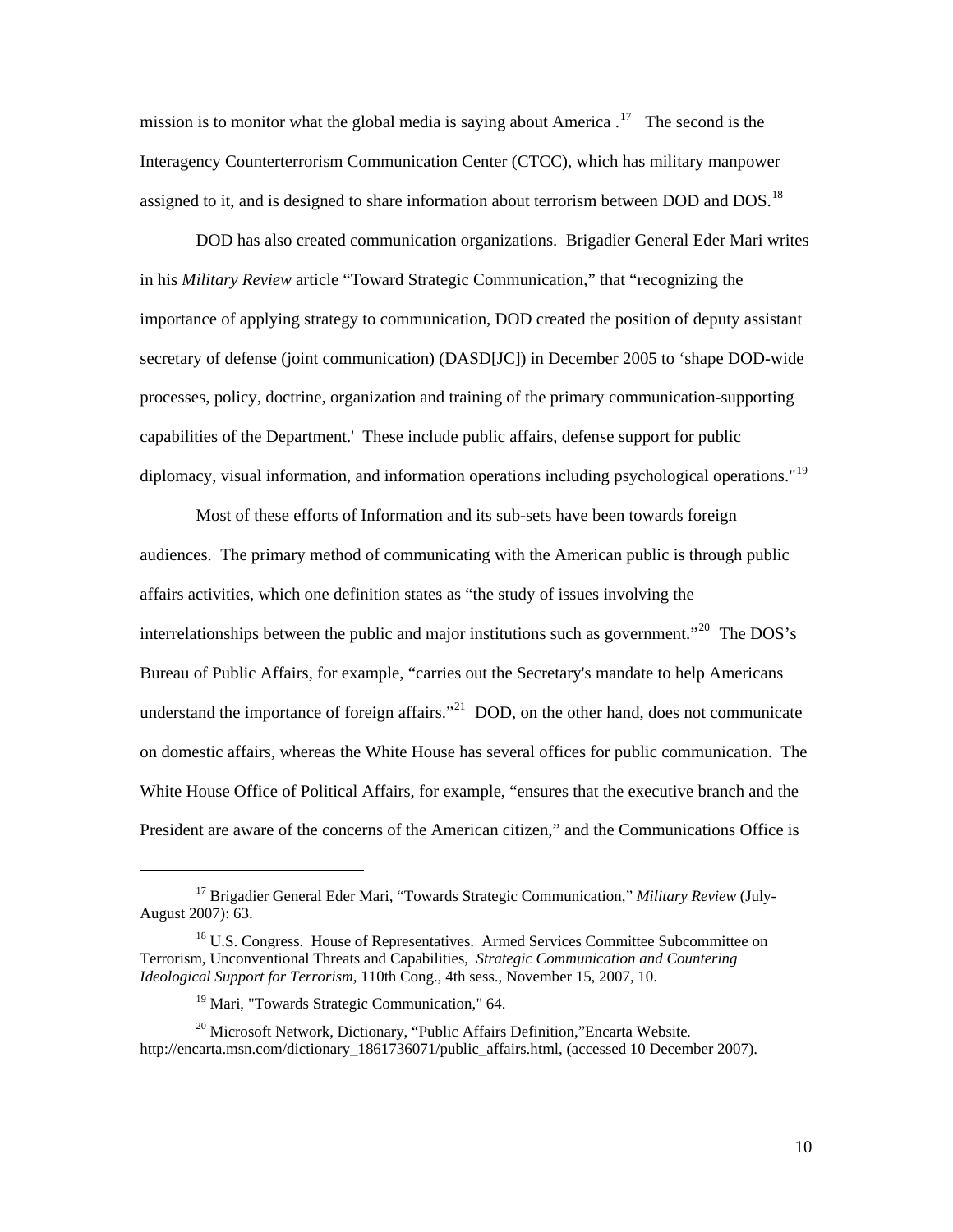mission is to monitor what the global media is saying about America .[17] The second is the Interagency Counterterrorism Communication Center (CTCC), which has military manpower assigned to it, and is designed to share information about terrorism between DOD and DOS.[18]

DOD has also created communication organizations. Brigadier General Eder Mari writes in his *Military Review* article "Toward Strategic Communication," that "recognizing the importance of applying strategy to communication, DOD created the position of deputy assistant secretary of defense (joint communication) (DASD[JC]) in December 2005 to 'shape DOD-wide processes, policy, doctrine, organization and training of the primary communication-supporting capabilities of the Department.' These include public affairs, defense support for public diplomacy, visual information, and information operations including psychological operations."[19]

Most of these efforts of Information and its sub-sets have been towards foreign audiences. The primary method of communicating with the American public is through public affairs activities, which one definition states as "the study of issues involving the interrelationships between the public and major institutions such as government."[20] The DOS's Bureau of Public Affairs, for example, "carries out the Secretary's mandate to help Americans understand the importance of foreign affairs."[21] DOD, on the other hand, does not communicate on domestic affairs, whereas the White House has several offices for public communication. The White House Office of Political Affairs, for example, "ensures that the executive branch and the President are aware of the concerns of the American citizen," and the Communications Office is

---

[17] Brigadier General Eder Mari, "Towards Strategic Communication," *Military Review* (July-August 2007): 63.

[18] U.S. Congress. House of Representatives. Armed Services Committee Subcommittee on Terrorism, Unconventional Threats and Capabilities, *Strategic Communication and Countering Ideological Support for Terrorism*, 110th Cong., 4th sess., November 15, 2007, 10.

[19] Mari, "Towards Strategic Communication," 64.

[20] Microsoft Network, Dictionary, "Public Affairs Definition,"Encarta Website. http://encarta.msn.com/dictionary_1861736071/public_affairs.html, (accessed 10 December 2007).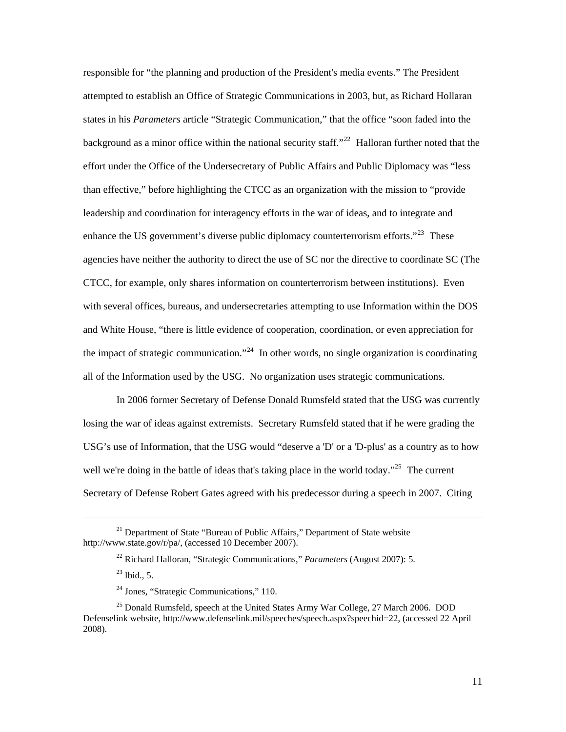responsible for "the planning and production of the President's media events." The President attempted to establish an Office of Strategic Communications in 2003, but, as Richard Hollaran states in his *Parameters* article "Strategic Communication," that the office "soon faded into the background as a minor office within the national security staff."[22] Halloran further noted that the effort under the Office of the Undersecretary of Public Affairs and Public Diplomacy was "less than effective," before highlighting the CTCC as an organization with the mission to "provide leadership and coordination for interagency efforts in the war of ideas, and to integrate and enhance the US government's diverse public diplomacy counterterrorism efforts."[23] These agencies have neither the authority to direct the use of SC nor the directive to coordinate SC (The CTCC, for example, only shares information on counterterrorism between institutions). Even with several offices, bureaus, and undersecretaries attempting to use Information within the DOS and White House, "there is little evidence of cooperation, coordination, or even appreciation for the impact of strategic communication."[24] In other words, no single organization is coordinating all of the Information used by the USG. No organization uses strategic communications.

In 2006 former Secretary of Defense Donald Rumsfeld stated that the USG was currently losing the war of ideas against extremists. Secretary Rumsfeld stated that if he were grading the USG's use of Information, that the USG would "deserve a 'D' or a 'D-plus' as a country as to how well we're doing in the battle of ideas that's taking place in the world today."[25] The current Secretary of Defense Robert Gates agreed with his predecessor during a speech in 2007. Citing

---

[21] Department of State "Bureau of Public Affairs," Department of State website http://www.state.gov/r/pa/, (accessed 10 December 2007).

[22] Richard Halloran, "Strategic Communications," *Parameters* (August 2007): 5.

[23] Ibid., 5.

[24] Jones, "Strategic Communications," 110.

[25] Donald Rumsfeld, speech at the United States Army War College, 27 March 2006. DOD Defenselink website, http://www.defenselink.mil/speeches/speech.aspx?speechid=22, (accessed 22 April 2008).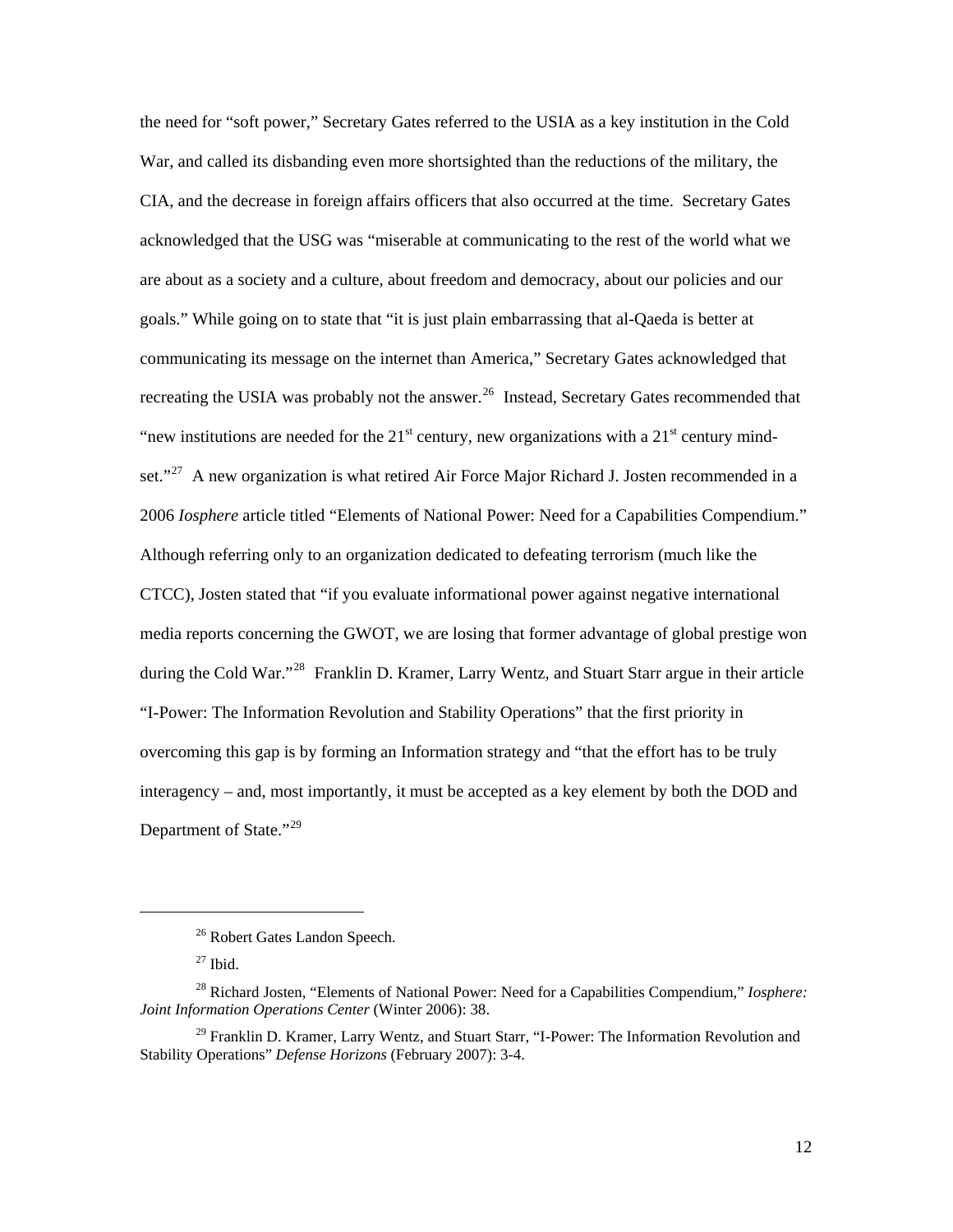the need for "soft power," Secretary Gates referred to the USIA as a key institution in the Cold War, and called its disbanding even more shortsighted than the reductions of the military, the CIA, and the decrease in foreign affairs officers that also occurred at the time. Secretary Gates acknowledged that the USG was "miserable at communicating to the rest of the world what we are about as a society and a culture, about freedom and democracy, about our policies and our goals." While going on to state that "it is just plain embarrassing that al-Qaeda is better at communicating its message on the internet than America," Secretary Gates acknowledged that recreating the USIA was probably not the answer.[26] Instead, Secretary Gates recommended that "new institutions are needed for the 21st century, new organizations with a 21st century mind-set."[27] A new organization is what retired Air Force Major Richard J. Josten recommended in a 2006 *Iosphere* article titled "Elements of National Power: Need for a Capabilities Compendium." Although referring only to an organization dedicated to defeating terrorism (much like the CTCC), Josten stated that "if you evaluate informational power against negative international media reports concerning the GWOT, we are losing that former advantage of global prestige won during the Cold War."[28] Franklin D. Kramer, Larry Wentz, and Stuart Starr argue in their article "I-Power: The Information Revolution and Stability Operations" that the first priority in overcoming this gap is by forming an Information strategy and "that the effort has to be truly interagency – and, most importantly, it must be accepted as a key element by both the DOD and Department of State."[29]

---

[26] Robert Gates Landon Speech.

[27] Ibid.

[28] Richard Josten, "Elements of National Power: Need for a Capabilities Compendium," *Iosphere: Joint Information Operations Center* (Winter 2006): 38.

[29] Franklin D. Kramer, Larry Wentz, and Stuart Starr, "I-Power: The Information Revolution and Stability Operations" *Defense Horizons* (February 2007): 3-4.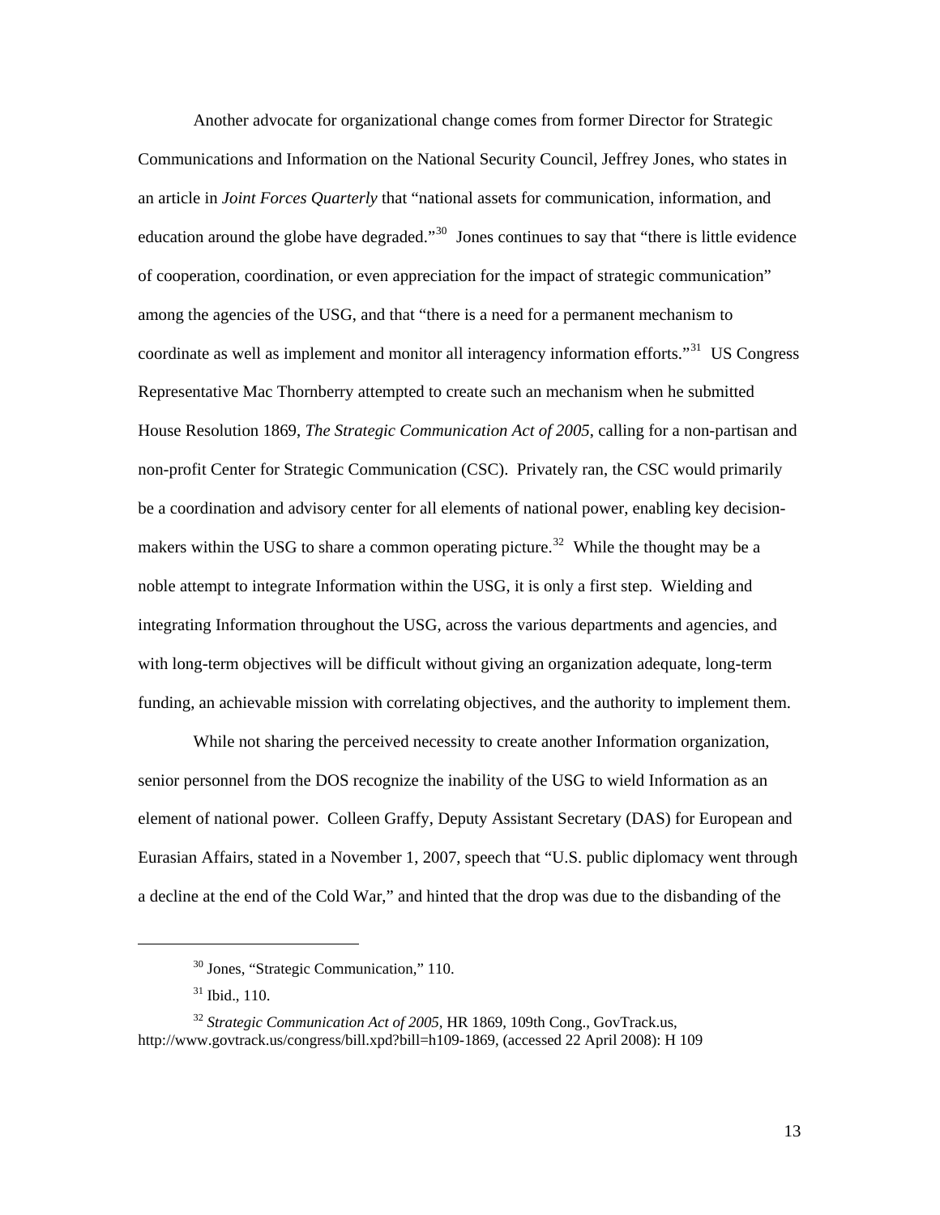Another advocate for organizational change comes from former Director for Strategic Communications and Information on the National Security Council, Jeffrey Jones, who states in an article in *Joint Forces Quarterly* that "national assets for communication, information, and education around the globe have degraded."[30] Jones continues to say that "there is little evidence of cooperation, coordination, or even appreciation for the impact of strategic communication" among the agencies of the USG, and that "there is a need for a permanent mechanism to coordinate as well as implement and monitor all interagency information efforts."[31] US Congress Representative Mac Thornberry attempted to create such an mechanism when he submitted House Resolution 1869, *The Strategic Communication Act of 2005*, calling for a non-partisan and non-profit Center for Strategic Communication (CSC). Privately ran, the CSC would primarily be a coordination and advisory center for all elements of national power, enabling key decision-makers within the USG to share a common operating picture.[32] While the thought may be a noble attempt to integrate Information within the USG, it is only a first step. Wielding and integrating Information throughout the USG, across the various departments and agencies, and with long-term objectives will be difficult without giving an organization adequate, long-term funding, an achievable mission with correlating objectives, and the authority to implement them.

While not sharing the perceived necessity to create another Information organization, senior personnel from the DOS recognize the inability of the USG to wield Information as an element of national power. Colleen Graffy, Deputy Assistant Secretary (DAS) for European and Eurasian Affairs, stated in a November 1, 2007, speech that "U.S. public diplomacy went through a decline at the end of the Cold War," and hinted that the drop was due to the disbanding of the

---

[30] Jones, "Strategic Communication," 110.

[31] Ibid., 110.

[32] *Strategic Communication Act of 2005,* HR 1869, 109th Cong., GovTrack.us, http://www.govtrack.us/congress/bill.xpd?bill=h109-1869, (accessed 22 April 2008): H 109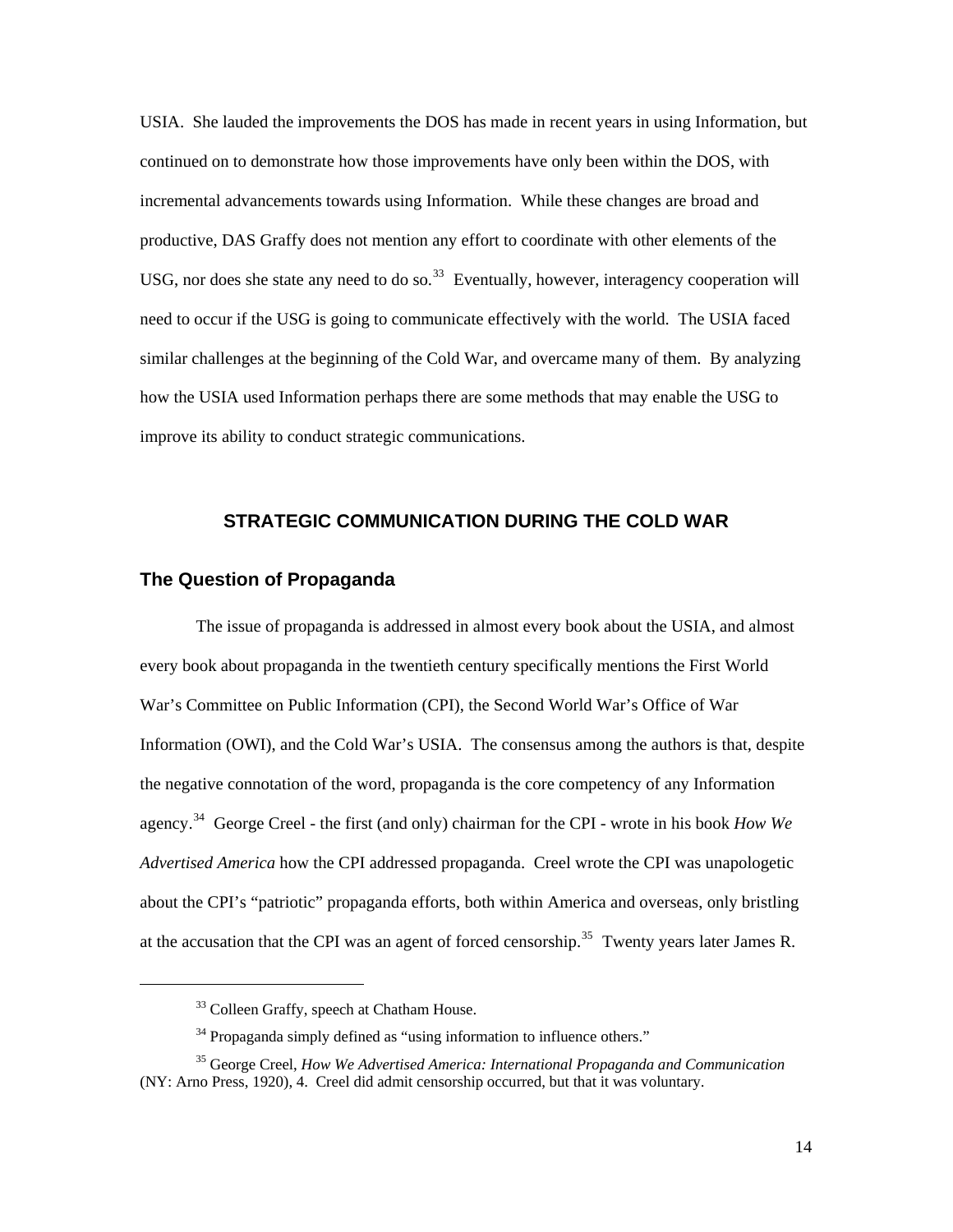USIA. She lauded the improvements the DOS has made in recent years in using Information, but continued on to demonstrate how those improvements have only been within the DOS, with incremental advancements towards using Information. While these changes are broad and productive, DAS Graffy does not mention any effort to coordinate with other elements of the USG, nor does she state any need to do so.[33] Eventually, however, interagency cooperation will need to occur if the USG is going to communicate effectively with the world. The USIA faced similar challenges at the beginning of the Cold War, and overcame many of them. By analyzing how the USIA used Information perhaps there are some methods that may enable the USG to improve its ability to conduct strategic communications.

## STRATEGIC COMMUNICATION DURING THE COLD WAR

### The Question of Propaganda

The issue of propaganda is addressed in almost every book about the USIA, and almost every book about propaganda in the twentieth century specifically mentions the First World War's Committee on Public Information (CPI), the Second World War's Office of War Information (OWI), and the Cold War's USIA. The consensus among the authors is that, despite the negative connotation of the word, propaganda is the core competency of any Information agency.[34] George Creel - the first (and only) chairman for the CPI - wrote in his book *How We Advertised America* how the CPI addressed propaganda. Creel wrote the CPI was unapologetic about the CPI's "patriotic" propaganda efforts, both within America and overseas, only bristling at the accusation that the CPI was an agent of forced censorship.[35] Twenty years later James R.

---

[33] Colleen Graffy, speech at Chatham House.

[34] Propaganda simply defined as "using information to influence others."

[35] George Creel, *How We Advertised America: International Propaganda and Communication* (NY: Arno Press, 1920), 4. Creel did admit censorship occurred, but that it was voluntary.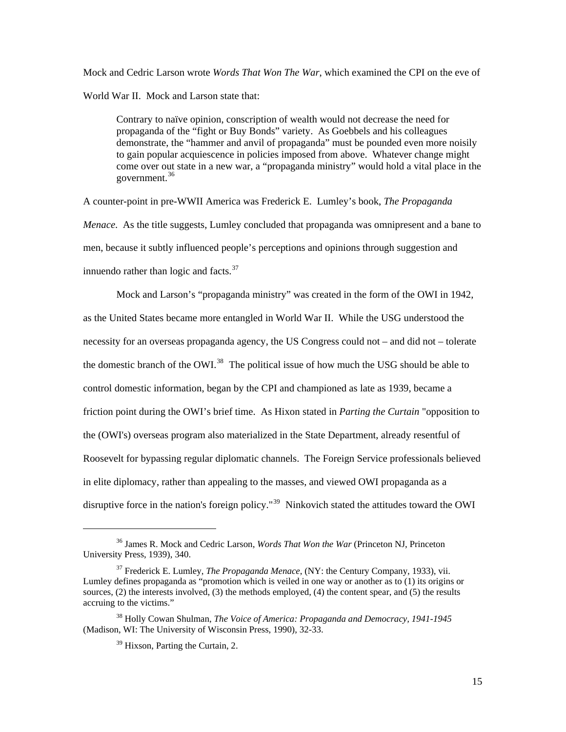Mock and Cedric Larson wrote *Words That Won The War*, which examined the CPI on the eve of World War II. Mock and Larson state that:

> Contrary to naïve opinion, conscription of wealth would not decrease the need for propaganda of the "fight or Buy Bonds" variety. As Goebbels and his colleagues demonstrate, the "hammer and anvil of propaganda" must be pounded even more noisily to gain popular acquiescence in policies imposed from above. Whatever change might come over out state in a new war, a "propaganda ministry" would hold a vital place in the government.[36]

A counter-point in pre-WWII America was Frederick E. Lumley's book, *The Propaganda Menace*. As the title suggests, Lumley concluded that propaganda was omnipresent and a bane to men, because it subtly influenced people's perceptions and opinions through suggestion and innuendo rather than logic and facts.[37]

Mock and Larson's "propaganda ministry" was created in the form of the OWI in 1942, as the United States became more entangled in World War II. While the USG understood the necessity for an overseas propaganda agency, the US Congress could not – and did not – tolerate the domestic branch of the OWI.[38] The political issue of how much the USG should be able to control domestic information, began by the CPI and championed as late as 1939, became a friction point during the OWI's brief time. As Hixon stated in *Parting the Curtain* "opposition to the (OWI's) overseas program also materialized in the State Department, already resentful of Roosevelt for bypassing regular diplomatic channels. The Foreign Service professionals believed in elite diplomacy, rather than appealing to the masses, and viewed OWI propaganda as a disruptive force in the nation's foreign policy."[39] Ninkovich stated the attitudes toward the OWI

---

[36] James R. Mock and Cedric Larson, *Words That Won the War* (Princeton NJ, Princeton University Press, 1939), 340.

[37] Frederick E. Lumley, *The Propaganda Menace*, (NY: the Century Company, 1933), vii. Lumley defines propaganda as "promotion which is veiled in one way or another as to (1) its origins or sources, (2) the interests involved, (3) the methods employed, (4) the content spear, and (5) the results accruing to the victims."

[38] Holly Cowan Shulman, *The Voice of America: Propaganda and Democracy, 1941-1945* (Madison, WI: The University of Wisconsin Press, 1990), 32-33.

[39] Hixson, Parting the Curtain, 2.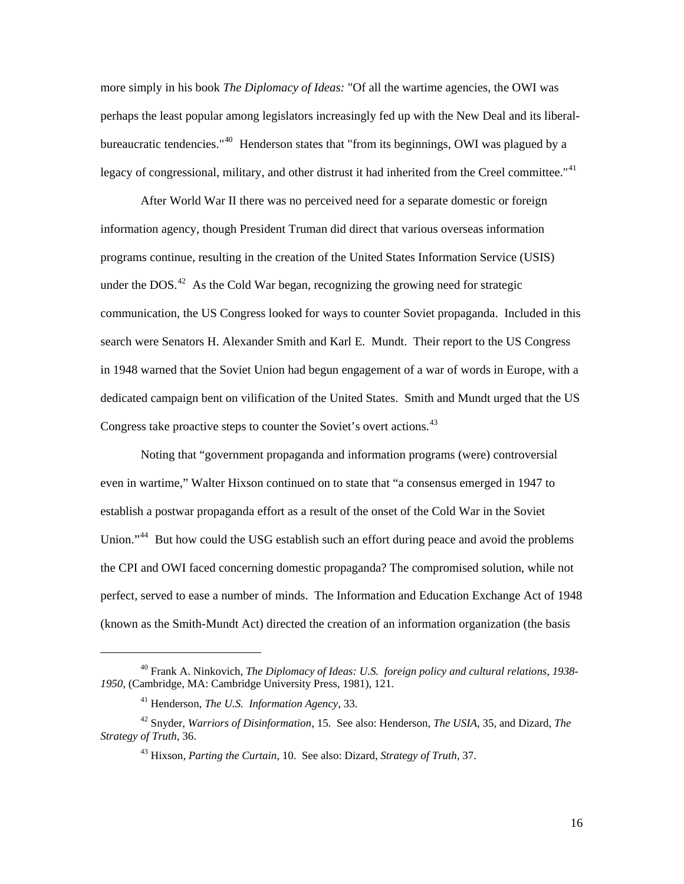more simply in his book *The Diplomacy of Ideas:* "Of all the wartime agencies, the OWI was perhaps the least popular among legislators increasingly fed up with the New Deal and its liberal-bureaucratic tendencies."[40] Henderson states that "from its beginnings, OWI was plagued by a legacy of congressional, military, and other distrust it had inherited from the Creel committee."[41]

After World War II there was no perceived need for a separate domestic or foreign information agency, though President Truman did direct that various overseas information programs continue, resulting in the creation of the United States Information Service (USIS) under the DOS.[42] As the Cold War began, recognizing the growing need for strategic communication, the US Congress looked for ways to counter Soviet propaganda. Included in this search were Senators H. Alexander Smith and Karl E. Mundt. Their report to the US Congress in 1948 warned that the Soviet Union had begun engagement of a war of words in Europe, with a dedicated campaign bent on vilification of the United States. Smith and Mundt urged that the US Congress take proactive steps to counter the Soviet's overt actions.[43]

Noting that "government propaganda and information programs (were) controversial even in wartime," Walter Hixson continued on to state that "a consensus emerged in 1947 to establish a postwar propaganda effort as a result of the onset of the Cold War in the Soviet Union."[44] But how could the USG establish such an effort during peace and avoid the problems the CPI and OWI faced concerning domestic propaganda? The compromised solution, while not perfect, served to ease a number of minds. The Information and Education Exchange Act of 1948 (known as the Smith-Mundt Act) directed the creation of an information organization (the basis

---

[40] Frank A. Ninkovich, *The Diplomacy of Ideas: U.S. foreign policy and cultural relations, 1938-1950*, (Cambridge, MA: Cambridge University Press, 1981), 121.

[41] Henderson, *The U.S. Information Agency*, 33.

[42] Snyder, *Warriors of Disinformation*, 15. See also: Henderson, *The USIA*, 35, and Dizard, *The Strategy of Truth*, 36.

[43] Hixson, *Parting the Curtain*, 10. See also: Dizard, *Strategy of Truth*, 37.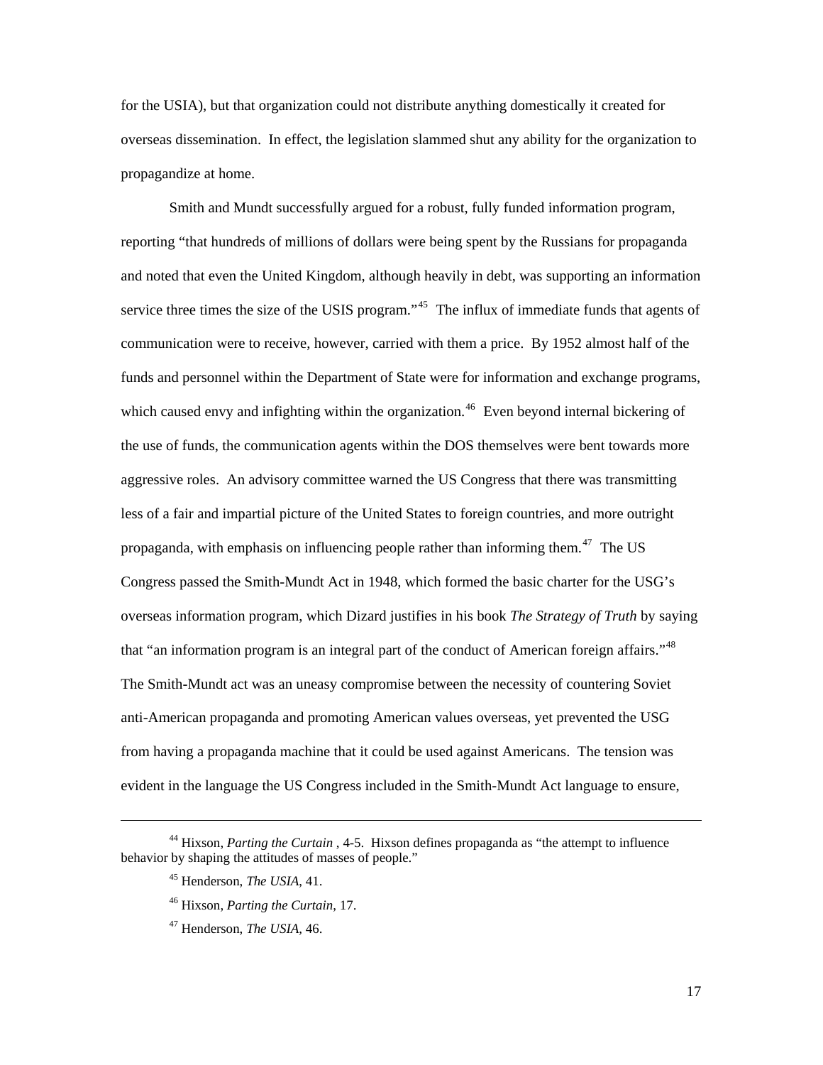for the USIA), but that organization could not distribute anything domestically it created for overseas dissemination. In effect, the legislation slammed shut any ability for the organization to propagandize at home.

Smith and Mundt successfully argued for a robust, fully funded information program, reporting "that hundreds of millions of dollars were being spent by the Russians for propaganda and noted that even the United Kingdom, although heavily in debt, was supporting an information service three times the size of the USIS program."[45] The influx of immediate funds that agents of communication were to receive, however, carried with them a price. By 1952 almost half of the funds and personnel within the Department of State were for information and exchange programs, which caused envy and infighting within the organization.[46] Even beyond internal bickering of the use of funds, the communication agents within the DOS themselves were bent towards more aggressive roles. An advisory committee warned the US Congress that there was transmitting less of a fair and impartial picture of the United States to foreign countries, and more outright propaganda, with emphasis on influencing people rather than informing them.[47] The US Congress passed the Smith-Mundt Act in 1948, which formed the basic charter for the USG's overseas information program, which Dizard justifies in his book *The Strategy of Truth* by saying that "an information program is an integral part of the conduct of American foreign affairs."[48] The Smith-Mundt act was an uneasy compromise between the necessity of countering Soviet anti-American propaganda and promoting American values overseas, yet prevented the USG from having a propaganda machine that it could be used against Americans. The tension was evident in the language the US Congress included in the Smith-Mundt Act language to ensure,

---

[44] Hixson, *Parting the Curtain* , 4-5. Hixson defines propaganda as "the attempt to influence behavior by shaping the attitudes of masses of people."

[45] Henderson, *The USIA*, 41.

[46] Hixson, *Parting the Curtain*, 17.

[47] Henderson, *The USIA*, 46.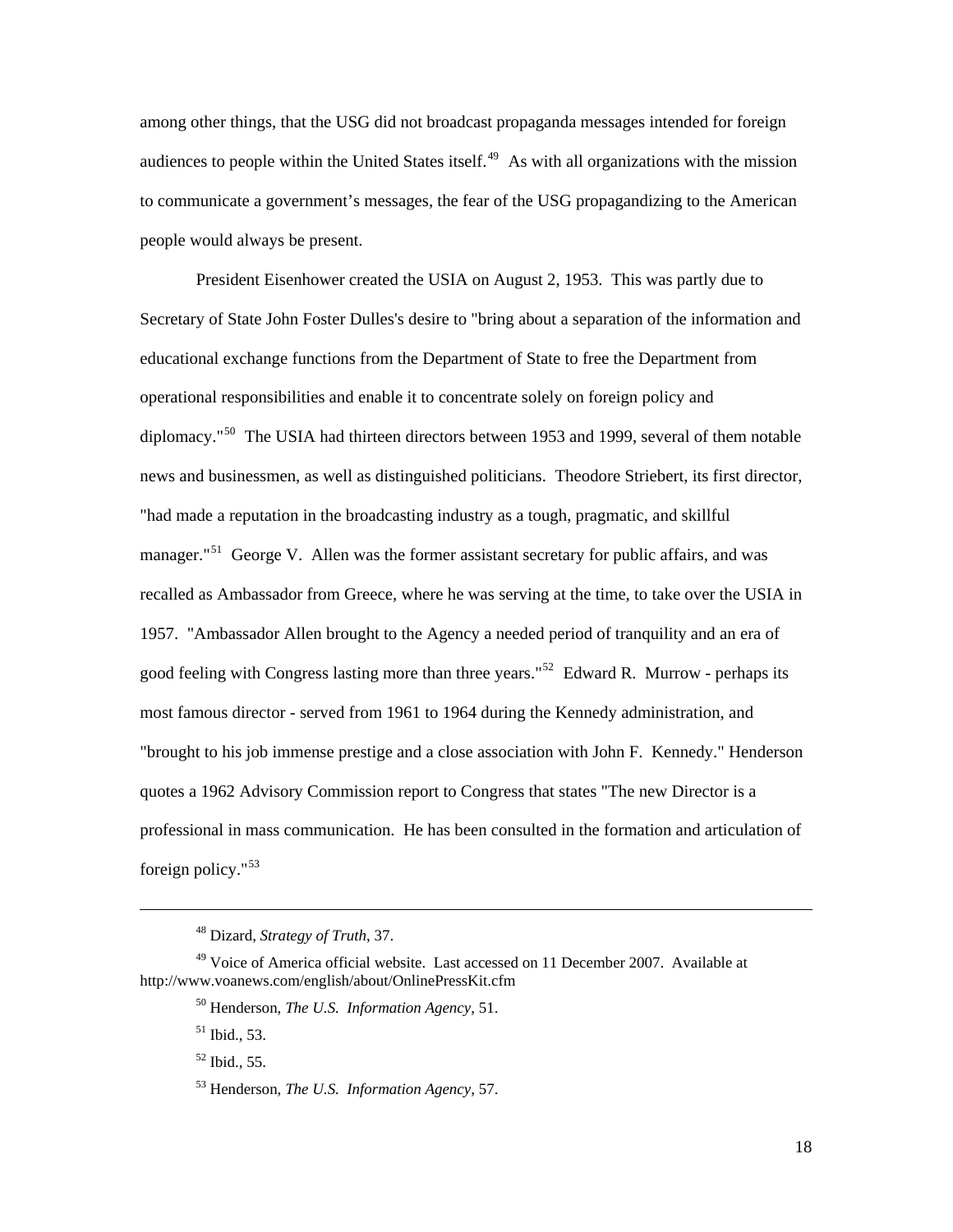among other things, that the USG did not broadcast propaganda messages intended for foreign audiences to people within the United States itself.[49] As with all organizations with the mission to communicate a government's messages, the fear of the USG propagandizing to the American people would always be present.

President Eisenhower created the USIA on August 2, 1953. This was partly due to Secretary of State John Foster Dulles's desire to "bring about a separation of the information and educational exchange functions from the Department of State to free the Department from operational responsibilities and enable it to concentrate solely on foreign policy and diplomacy."[50] The USIA had thirteen directors between 1953 and 1999, several of them notable news and businessmen, as well as distinguished politicians. Theodore Striebert, its first director, "had made a reputation in the broadcasting industry as a tough, pragmatic, and skillful manager."[51] George V. Allen was the former assistant secretary for public affairs, and was recalled as Ambassador from Greece, where he was serving at the time, to take over the USIA in 1957. "Ambassador Allen brought to the Agency a needed period of tranquility and an era of good feeling with Congress lasting more than three years."[52] Edward R. Murrow - perhaps its most famous director - served from 1961 to 1964 during the Kennedy administration, and "brought to his job immense prestige and a close association with John F. Kennedy." Henderson quotes a 1962 Advisory Commission report to Congress that states "The new Director is a professional in mass communication. He has been consulted in the formation and articulation of foreign policy."[53]

---

[48] Dizard, *Strategy of Truth*, 37.

[49] Voice of America official website. Last accessed on 11 December 2007. Available at http://www.voanews.com/english/about/OnlinePressKit.cfm

[50] Henderson, *The U.S. Information Agency*, 51.

[51] Ibid., 53.

[52] Ibid., 55.

[53] Henderson, *The U.S. Information Agency*, 57.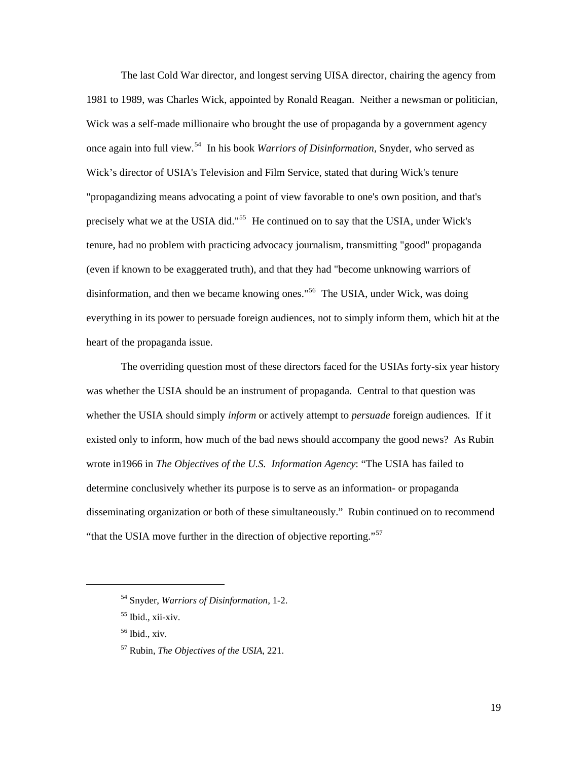The last Cold War director, and longest serving UISA director, chairing the agency from 1981 to 1989, was Charles Wick, appointed by Ronald Reagan. Neither a newsman or politician, Wick was a self-made millionaire who brought the use of propaganda by a government agency once again into full view.[54] In his book *Warriors of Disinformation,* Snyder, who served as Wick's director of USIA's Television and Film Service, stated that during Wick's tenure "propagandizing means advocating a point of view favorable to one's own position, and that's precisely what we at the USIA did."[55] He continued on to say that the USIA, under Wick's tenure, had no problem with practicing advocacy journalism, transmitting "good" propaganda (even if known to be exaggerated truth), and that they had "become unknowing warriors of disinformation, and then we became knowing ones."[56] The USIA, under Wick, was doing everything in its power to persuade foreign audiences, not to simply inform them, which hit at the heart of the propaganda issue.

The overriding question most of these directors faced for the USIAs forty-six year history was whether the USIA should be an instrument of propaganda. Central to that question was whether the USIA should simply *inform* or actively attempt to *persuade* foreign audiences*.* If it existed only to inform, how much of the bad news should accompany the good news? As Rubin wrote in1966 in *The Objectives of the U.S. Information Agency*: "The USIA has failed to determine conclusively whether its purpose is to serve as an information- or propaganda disseminating organization or both of these simultaneously." Rubin continued on to recommend "that the USIA move further in the direction of objective reporting."[57]

---

[54] Snyder, *Warriors of Disinformation*, 1-2.

[55] Ibid., xii-xiv.

[56] Ibid., xiv.

[57] Rubin, *The Objectives of the USIA*, 221.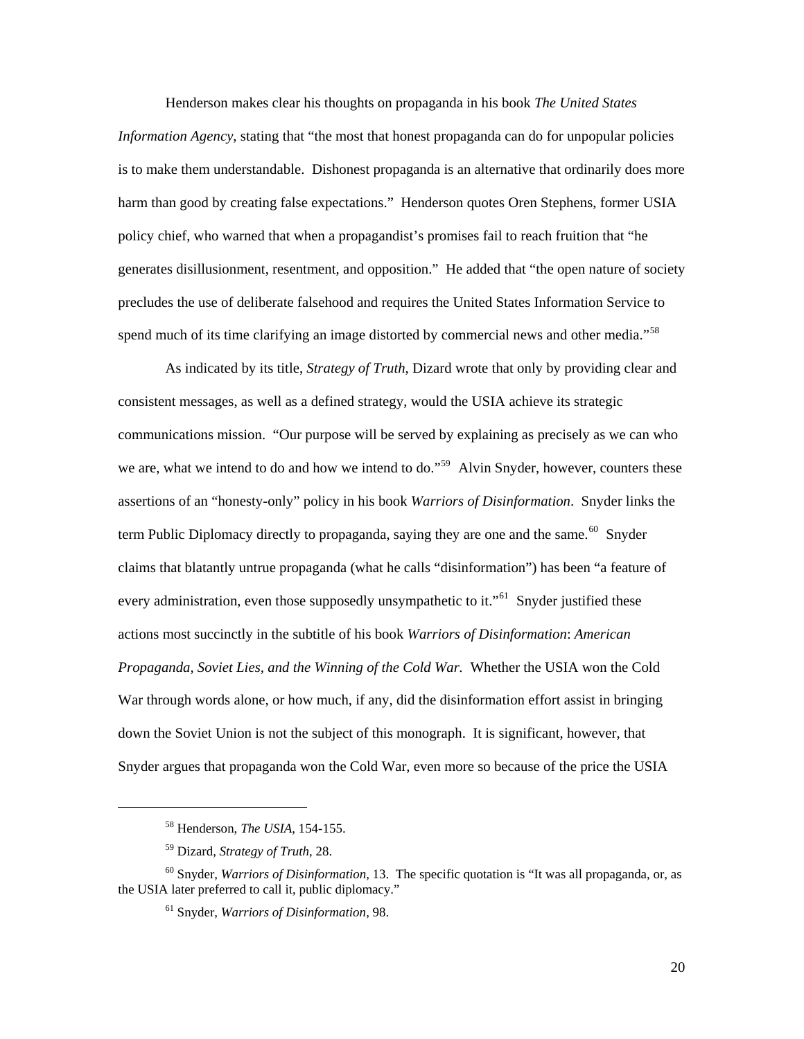Henderson makes clear his thoughts on propaganda in his book *The United States Information Agency*, stating that "the most that honest propaganda can do for unpopular policies is to make them understandable. Dishonest propaganda is an alternative that ordinarily does more harm than good by creating false expectations." Henderson quotes Oren Stephens, former USIA policy chief, who warned that when a propagandist's promises fail to reach fruition that "he generates disillusionment, resentment, and opposition." He added that "the open nature of society precludes the use of deliberate falsehood and requires the United States Information Service to spend much of its time clarifying an image distorted by commercial news and other media."[58]

As indicated by its title, *Strategy of Truth*, Dizard wrote that only by providing clear and consistent messages, as well as a defined strategy, would the USIA achieve its strategic communications mission. "Our purpose will be served by explaining as precisely as we can who we are, what we intend to do and how we intend to do."[59] Alvin Snyder, however, counters these assertions of an "honesty-only" policy in his book *Warriors of Disinformation*. Snyder links the term Public Diplomacy directly to propaganda, saying they are one and the same.[60] Snyder claims that blatantly untrue propaganda (what he calls "disinformation") has been "a feature of every administration, even those supposedly unsympathetic to it."[61] Snyder justified these actions most succinctly in the subtitle of his book *Warriors of Disinformation*: *American Propaganda, Soviet Lies, and the Winning of the Cold War.* Whether the USIA won the Cold War through words alone, or how much, if any, did the disinformation effort assist in bringing down the Soviet Union is not the subject of this monograph. It is significant, however, that Snyder argues that propaganda won the Cold War, even more so because of the price the USIA

---

[58] Henderson, *The USIA*, 154-155.

[59] Dizard, *Strategy of Truth*, 28.

[60] Snyder, *Warriors of Disinformation,* 13. The specific quotation is "It was all propaganda, or, as the USIA later preferred to call it, public diplomacy."

[61] Snyder, *Warriors of Disinformation*, 98.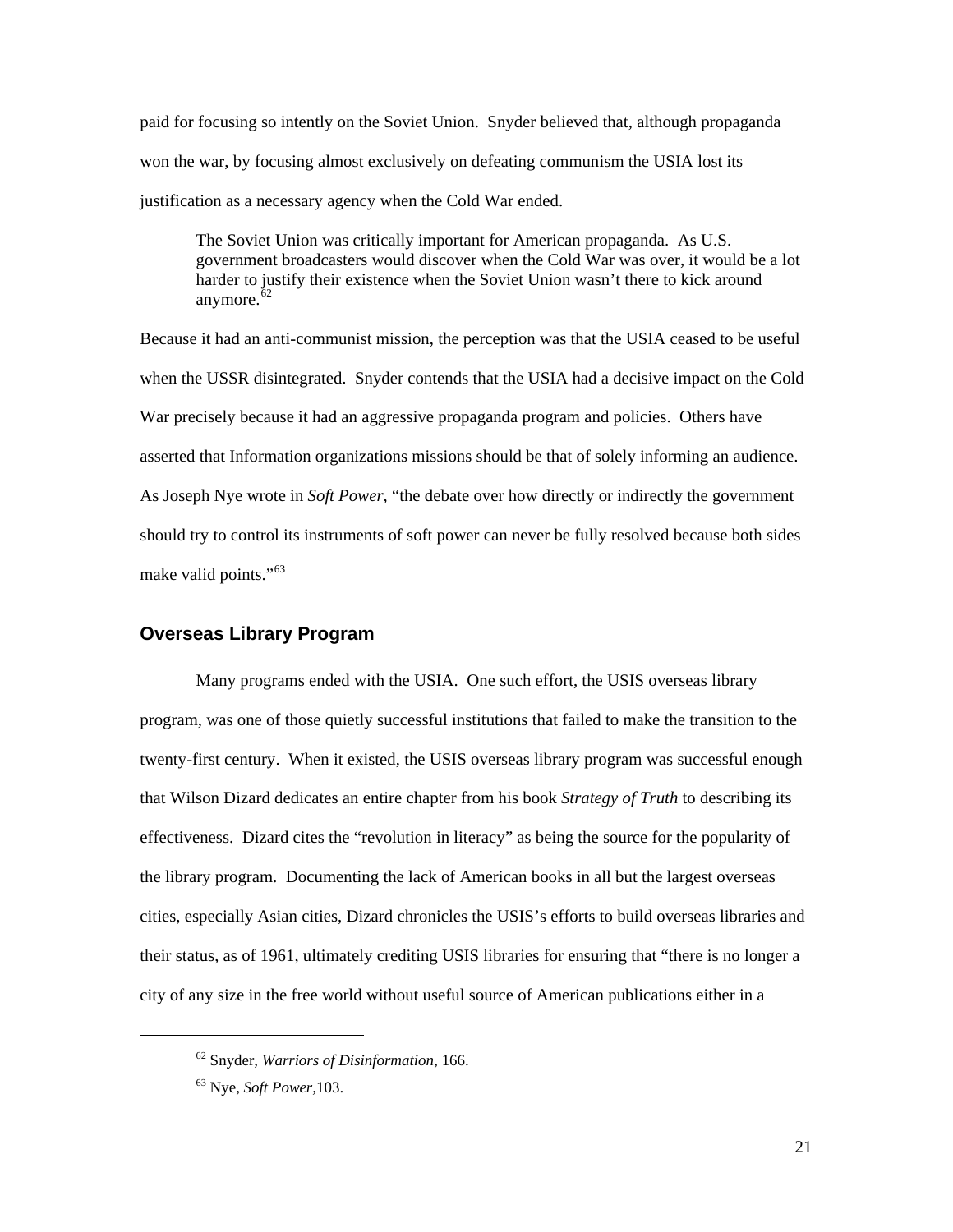paid for focusing so intently on the Soviet Union. Snyder believed that, although propaganda won the war, by focusing almost exclusively on defeating communism the USIA lost its justification as a necessary agency when the Cold War ended.

> The Soviet Union was critically important for American propaganda. As U.S. government broadcasters would discover when the Cold War was over, it would be a lot harder to justify their existence when the Soviet Union wasn't there to kick around anymore.[62]

Because it had an anti-communist mission, the perception was that the USIA ceased to be useful when the USSR disintegrated. Snyder contends that the USIA had a decisive impact on the Cold War precisely because it had an aggressive propaganda program and policies. Others have asserted that Information organizations missions should be that of solely informing an audience. As Joseph Nye wrote in *Soft Power*, "the debate over how directly or indirectly the government should try to control its instruments of soft power can never be fully resolved because both sides make valid points."[63]

### Overseas Library Program

Many programs ended with the USIA. One such effort, the USIS overseas library program, was one of those quietly successful institutions that failed to make the transition to the twenty-first century. When it existed, the USIS overseas library program was successful enough that Wilson Dizard dedicates an entire chapter from his book *Strategy of Truth* to describing its effectiveness. Dizard cites the "revolution in literacy" as being the source for the popularity of the library program. Documenting the lack of American books in all but the largest overseas cities, especially Asian cities, Dizard chronicles the USIS's efforts to build overseas libraries and their status, as of 1961, ultimately crediting USIS libraries for ensuring that "there is no longer a city of any size in the free world without useful source of American publications either in a

---

[62] Snyder, *Warriors of Disinformation*, 166.

[63] Nye, *Soft Power*,103.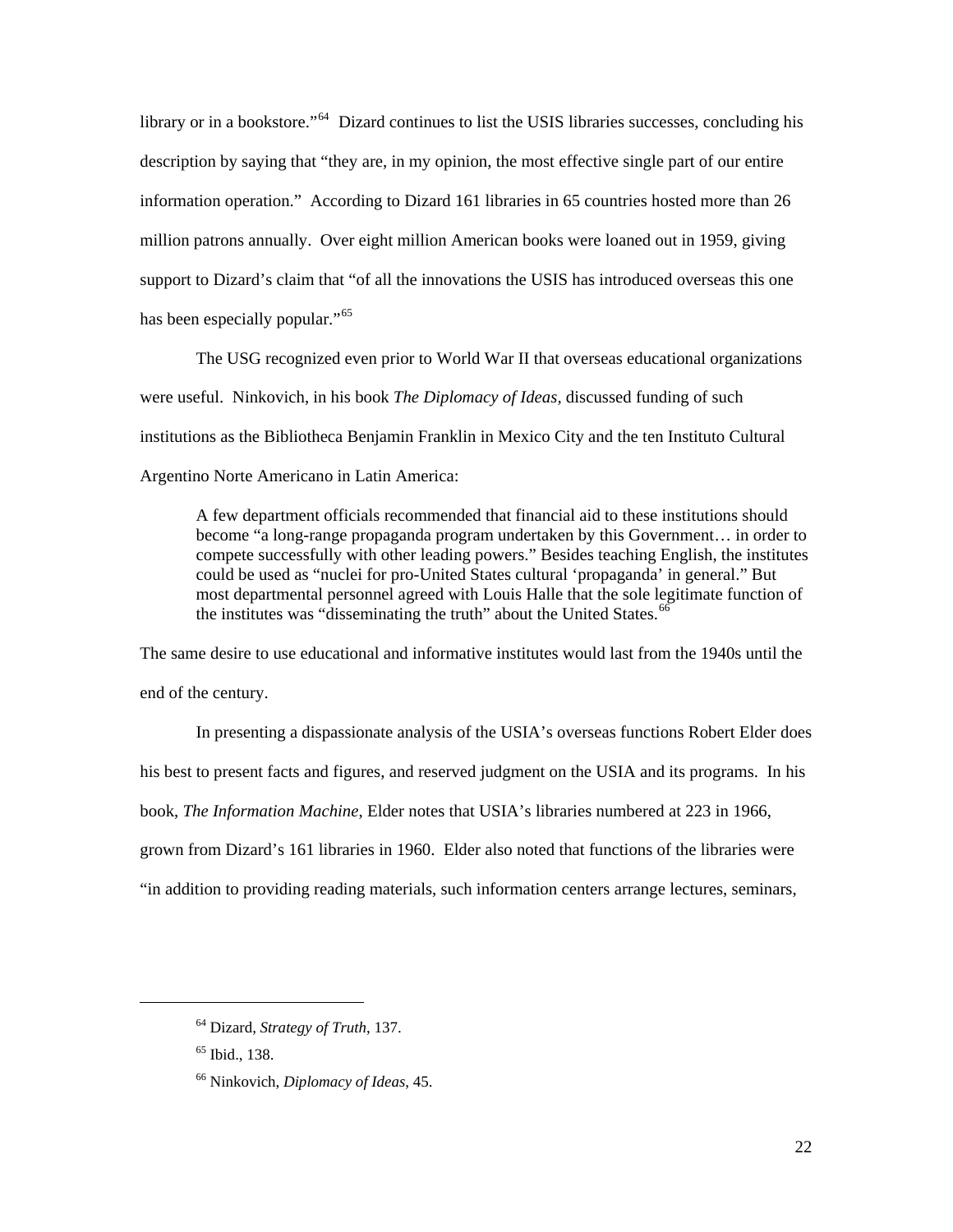library or in a bookstore."[64] Dizard continues to list the USIS libraries successes, concluding his description by saying that "they are, in my opinion, the most effective single part of our entire information operation." According to Dizard 161 libraries in 65 countries hosted more than 26 million patrons annually. Over eight million American books were loaned out in 1959, giving support to Dizard's claim that "of all the innovations the USIS has introduced overseas this one has been especially popular."[65]

The USG recognized even prior to World War II that overseas educational organizations were useful. Ninkovich, in his book *The Diplomacy of Ideas,* discussed funding of such institutions as the Bibliotheca Benjamin Franklin in Mexico City and the ten Instituto Cultural Argentino Norte Americano in Latin America:

> A few department officials recommended that financial aid to these institutions should become "a long-range propaganda program undertaken by this Government… in order to compete successfully with other leading powers." Besides teaching English, the institutes could be used as "nuclei for pro-United States cultural 'propaganda' in general." But most departmental personnel agreed with Louis Halle that the sole legitimate function of the institutes was "disseminating the truth" about the United States.[66]

The same desire to use educational and informative institutes would last from the 1940s until the end of the century.

In presenting a dispassionate analysis of the USIA's overseas functions Robert Elder does his best to present facts and figures, and reserved judgment on the USIA and its programs. In his book, *The Information Machine*, Elder notes that USIA's libraries numbered at 223 in 1966, grown from Dizard's 161 libraries in 1960. Elder also noted that functions of the libraries were "in addition to providing reading materials, such information centers arrange lectures, seminars,

---

[64] Dizard, *Strategy of Truth*, 137.

[65] Ibid., 138.

[66] Ninkovich, *Diplomacy of Ideas*, 45.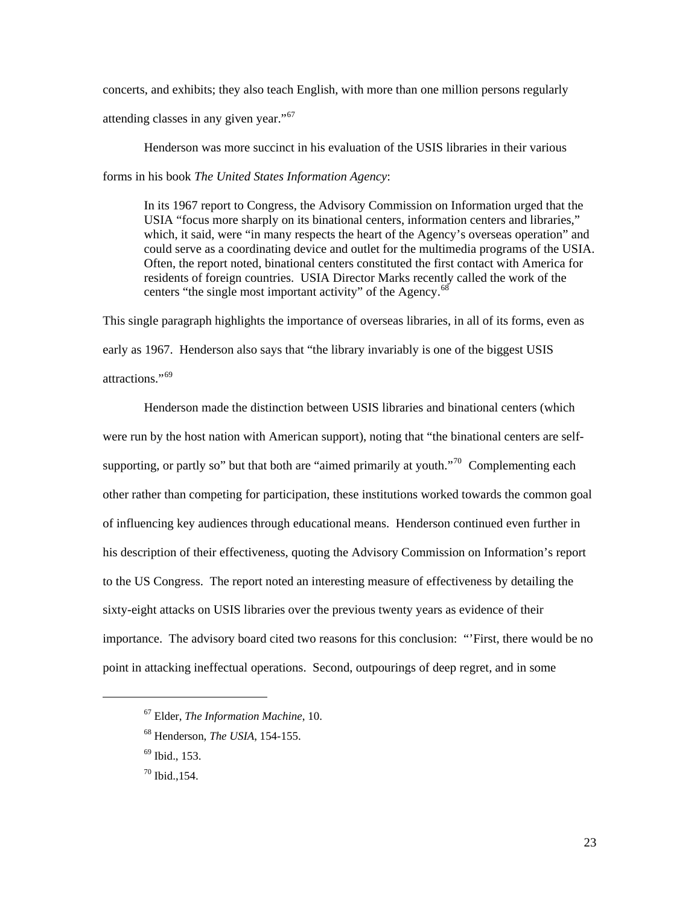concerts, and exhibits; they also teach English, with more than one million persons regularly attending classes in any given year."[67]

Henderson was more succinct in his evaluation of the USIS libraries in their various forms in his book *The United States Information Agency*:

> In its 1967 report to Congress, the Advisory Commission on Information urged that the USIA "focus more sharply on its binational centers, information centers and libraries," which, it said, were "in many respects the heart of the Agency's overseas operation" and could serve as a coordinating device and outlet for the multimedia programs of the USIA. Often, the report noted, binational centers constituted the first contact with America for residents of foreign countries. USIA Director Marks recently called the work of the centers "the single most important activity" of the Agency.[68]

This single paragraph highlights the importance of overseas libraries, in all of its forms, even as early as 1967. Henderson also says that "the library invariably is one of the biggest USIS attractions."[69]

Henderson made the distinction between USIS libraries and binational centers (which were run by the host nation with American support), noting that "the binational centers are self-supporting, or partly so" but that both are "aimed primarily at youth."[70] Complementing each other rather than competing for participation, these institutions worked towards the common goal of influencing key audiences through educational means. Henderson continued even further in his description of their effectiveness, quoting the Advisory Commission on Information's report to the US Congress. The report noted an interesting measure of effectiveness by detailing the sixty-eight attacks on USIS libraries over the previous twenty years as evidence of their importance. The advisory board cited two reasons for this conclusion: "'First, there would be no point in attacking ineffectual operations. Second, outpourings of deep regret, and in some

---

[67] Elder, *The Information Machine*, 10.

[68] Henderson, *The USIA*, 154-155.

[69] Ibid., 153.

[70] Ibid.,154.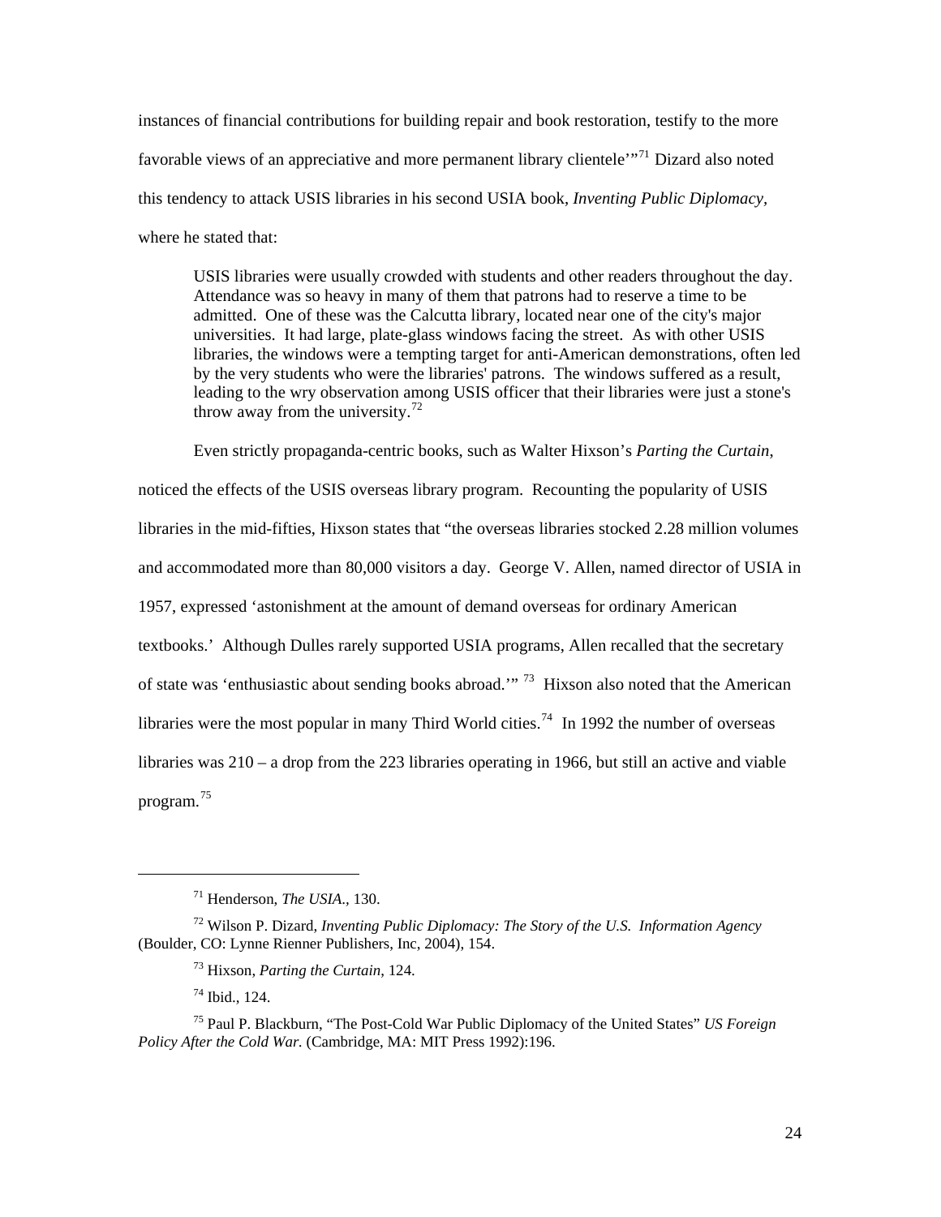instances of financial contributions for building repair and book restoration, testify to the more favorable views of an appreciative and more permanent library clientele'"[71] Dizard also noted this tendency to attack USIS libraries in his second USIA book, *Inventing Public Diplomacy,* where he stated that:

> USIS libraries were usually crowded with students and other readers throughout the day. Attendance was so heavy in many of them that patrons had to reserve a time to be admitted. One of these was the Calcutta library, located near one of the city's major universities. It had large, plate-glass windows facing the street. As with other USIS libraries, the windows were a tempting target for anti-American demonstrations, often led by the very students who were the libraries' patrons. The windows suffered as a result, leading to the wry observation among USIS officer that their libraries were just a stone's throw away from the university.[72]

Even strictly propaganda-centric books, such as Walter Hixson's *Parting the Curtain*, noticed the effects of the USIS overseas library program. Recounting the popularity of USIS libraries in the mid-fifties, Hixson states that "the overseas libraries stocked 2.28 million volumes and accommodated more than 80,000 visitors a day. George V. Allen, named director of USIA in 1957, expressed 'astonishment at the amount of demand overseas for ordinary American textbooks.' Although Dulles rarely supported USIA programs, Allen recalled that the secretary of state was 'enthusiastic about sending books abroad.'"[73] Hixson also noted that the American libraries were the most popular in many Third World cities.[74] In 1992 the number of overseas libraries was 210 – a drop from the 223 libraries operating in 1966, but still an active and viable program.[75]

---

[71] Henderson, *The USIA.*, 130.

[72] Wilson P. Dizard, *Inventing Public Diplomacy: The Story of the U.S. Information Agency* (Boulder, CO: Lynne Rienner Publishers, Inc, 2004), 154.

[73] Hixson, *Parting the Curtain*, 124.

[74] Ibid., 124.

[75] Paul P. Blackburn, "The Post-Cold War Public Diplomacy of the United States" *US Foreign Policy After the Cold War.* (Cambridge, MA: MIT Press 1992):196.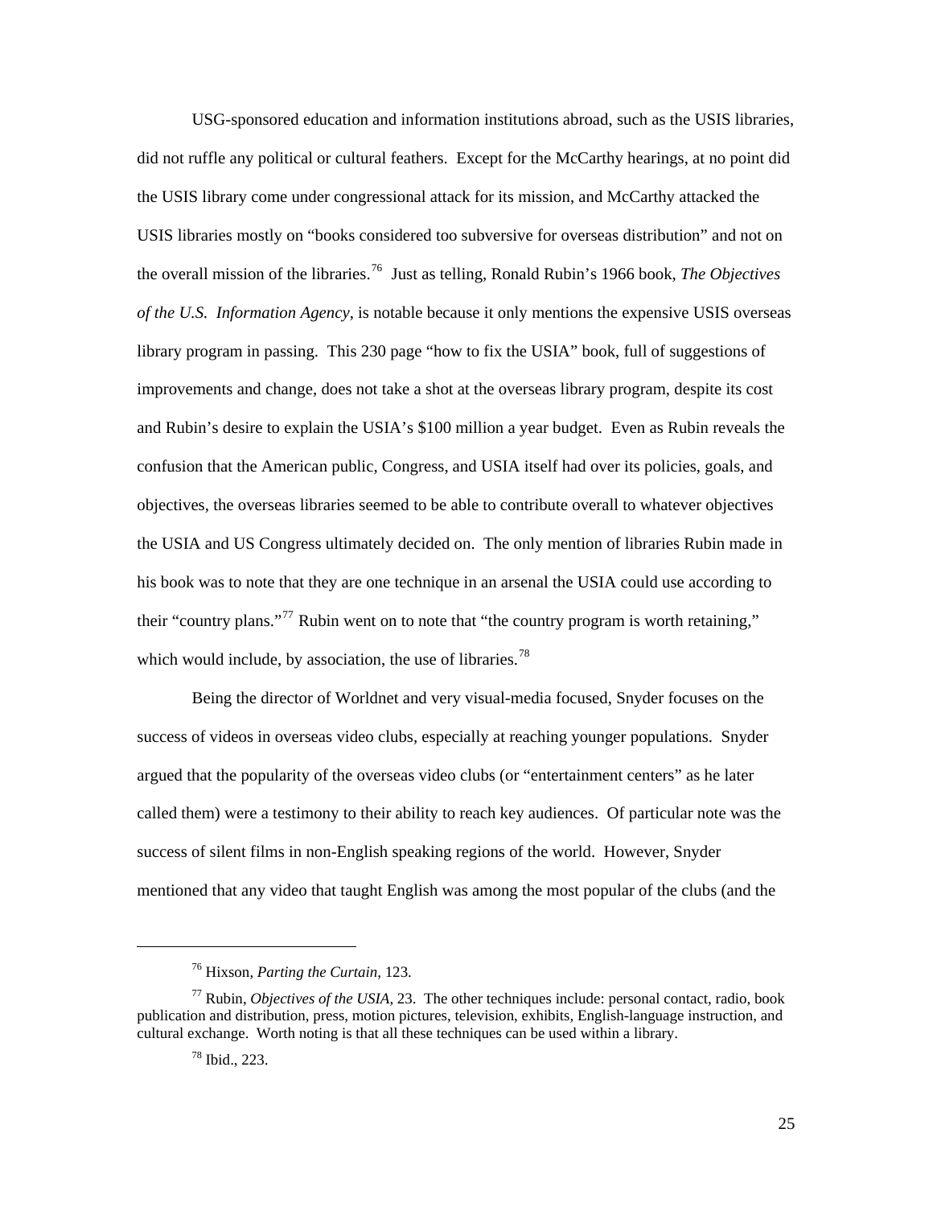USG-sponsored education and information institutions abroad, such as the USIS libraries, did not ruffle any political or cultural feathers. Except for the McCarthy hearings, at no point did the USIS library come under congressional attack for its mission, and McCarthy attacked the USIS libraries mostly on "books considered too subversive for overseas distribution" and not on the overall mission of the libraries.[76] Just as telling, Ronald Rubin's 1966 book, *The Objectives of the U.S. Information Agency*, is notable because it only mentions the expensive USIS overseas library program in passing. This 230 page "how to fix the USIA" book, full of suggestions of improvements and change, does not take a shot at the overseas library program, despite its cost and Rubin's desire to explain the USIA's $100 million a year budget. Even as Rubin reveals the confusion that the American public, Congress, and USIA itself had over its policies, goals, and objectives, the overseas libraries seemed to be able to contribute overall to whatever objectives the USIA and US Congress ultimately decided on. The only mention of libraries Rubin made in his book was to note that they are one technique in an arsenal the USIA could use according to their "country plans."[77] Rubin went on to note that "the country program is worth retaining," which would include, by association, the use of libraries.[78]

Being the director of Worldnet and very visual-media focused, Snyder focuses on the success of videos in overseas video clubs, especially at reaching younger populations. Snyder argued that the popularity of the overseas video clubs (or "entertainment centers" as he later called them) were a testimony to their ability to reach key audiences. Of particular note was the success of silent films in non-English speaking regions of the world. However, Snyder mentioned that any video that taught English was among the most popular of the clubs (and the

---

[76] Hixson, *Parting the Curtain*, 123.

[77] Rubin, *Objectives of the USIA,* 23. The other techniques include: personal contact, radio, book publication and distribution, press, motion pictures, television, exhibits, English-language instruction, and cultural exchange. Worth noting is that all these techniques can be used within a library.

[78] Ibid., 223.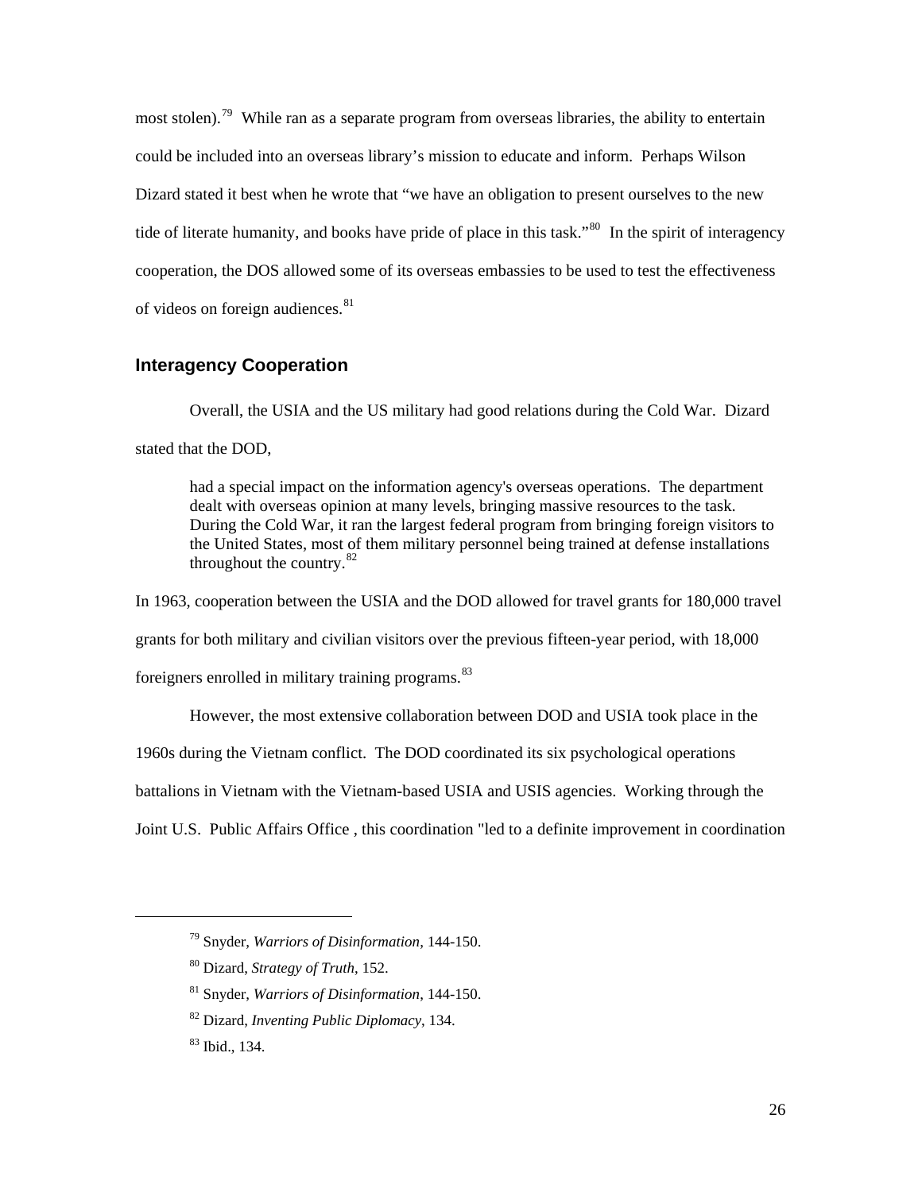most stolen).[79] While ran as a separate program from overseas libraries, the ability to entertain could be included into an overseas library's mission to educate and inform. Perhaps Wilson Dizard stated it best when he wrote that "we have an obligation to present ourselves to the new tide of literate humanity, and books have pride of place in this task."[80] In the spirit of interagency cooperation, the DOS allowed some of its overseas embassies to be used to test the effectiveness of videos on foreign audiences.[81]

### Interagency Cooperation

Overall, the USIA and the US military had good relations during the Cold War. Dizard stated that the DOD,

> had a special impact on the information agency's overseas operations. The department dealt with overseas opinion at many levels, bringing massive resources to the task. During the Cold War, it ran the largest federal program from bringing foreign visitors to the United States, most of them military personnel being trained at defense installations throughout the country.[82]

In 1963, cooperation between the USIA and the DOD allowed for travel grants for 180,000 travel grants for both military and civilian visitors over the previous fifteen-year period, with 18,000 foreigners enrolled in military training programs.[83]

However, the most extensive collaboration between DOD and USIA took place in the 1960s during the Vietnam conflict. The DOD coordinated its six psychological operations battalions in Vietnam with the Vietnam-based USIA and USIS agencies. Working through the Joint U.S. Public Affairs Office , this coordination "led to a definite improvement in coordination

---

[79] Snyder, *Warriors of Disinformation*, 144-150.

[80] Dizard, *Strategy of Truth*, 152.

[81] Snyder, *Warriors of Disinformation*, 144-150.

[82] Dizard, *Inventing Public Diplomacy*, 134.

[83] Ibid., 134.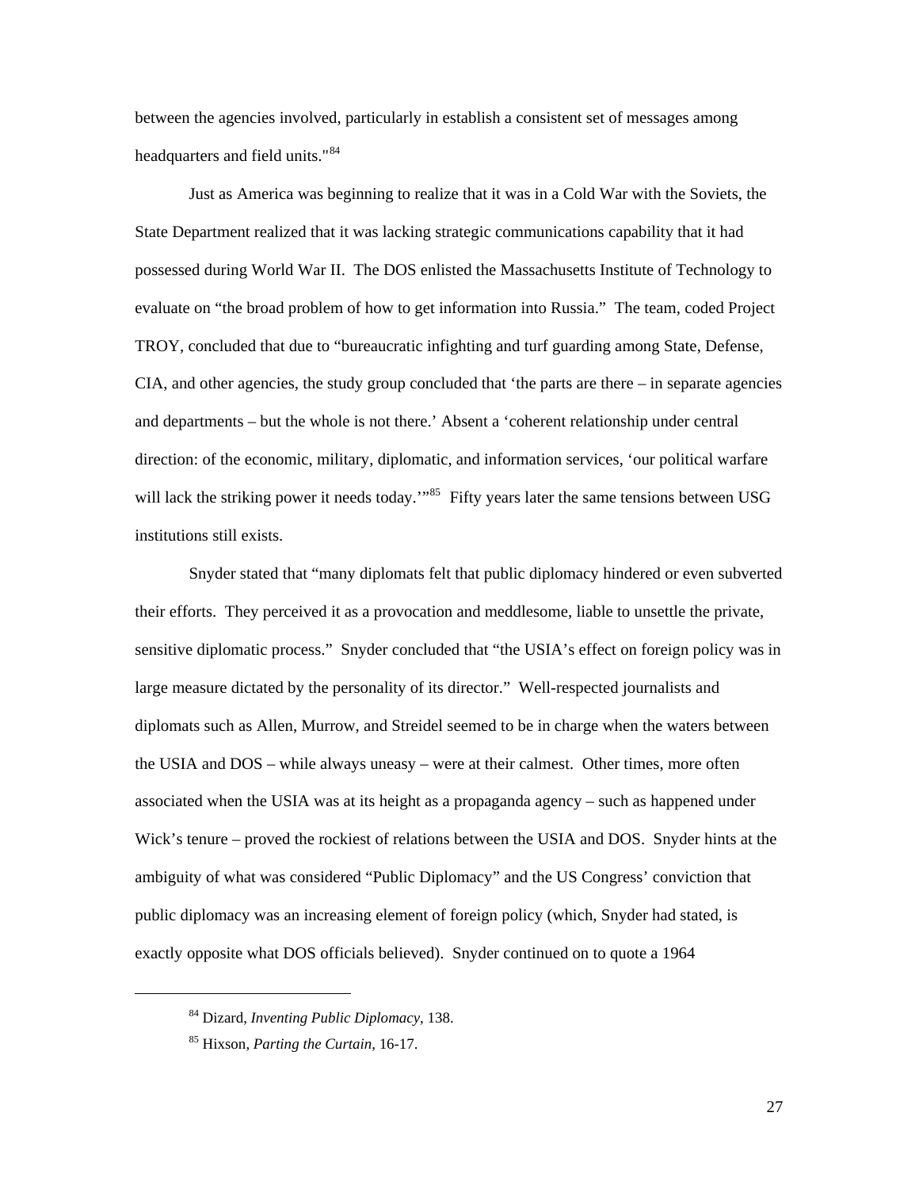between the agencies involved, particularly in establish a consistent set of messages among headquarters and field units."[84]

Just as America was beginning to realize that it was in a Cold War with the Soviets, the State Department realized that it was lacking strategic communications capability that it had possessed during World War II. The DOS enlisted the Massachusetts Institute of Technology to evaluate on "the broad problem of how to get information into Russia." The team, coded Project TROY, concluded that due to "bureaucratic infighting and turf guarding among State, Defense, CIA, and other agencies, the study group concluded that 'the parts are there – in separate agencies and departments – but the whole is not there.' Absent a 'coherent relationship under central direction: of the economic, military, diplomatic, and information services, 'our political warfare will lack the striking power it needs today.'"[85] Fifty years later the same tensions between USG institutions still exists.

Snyder stated that "many diplomats felt that public diplomacy hindered or even subverted their efforts. They perceived it as a provocation and meddlesome, liable to unsettle the private, sensitive diplomatic process." Snyder concluded that "the USIA's effect on foreign policy was in large measure dictated by the personality of its director." Well-respected journalists and diplomats such as Allen, Murrow, and Streidel seemed to be in charge when the waters between the USIA and DOS – while always uneasy – were at their calmest. Other times, more often associated when the USIA was at its height as a propaganda agency – such as happened under Wick's tenure – proved the rockiest of relations between the USIA and DOS. Snyder hints at the ambiguity of what was considered "Public Diplomacy" and the US Congress' conviction that public diplomacy was an increasing element of foreign policy (which, Snyder had stated, is exactly opposite what DOS officials believed). Snyder continued on to quote a 1964

---

[84] Dizard, *Inventing Public Diplomacy*, 138.

[85] Hixson, *Parting the Curtain*, 16-17.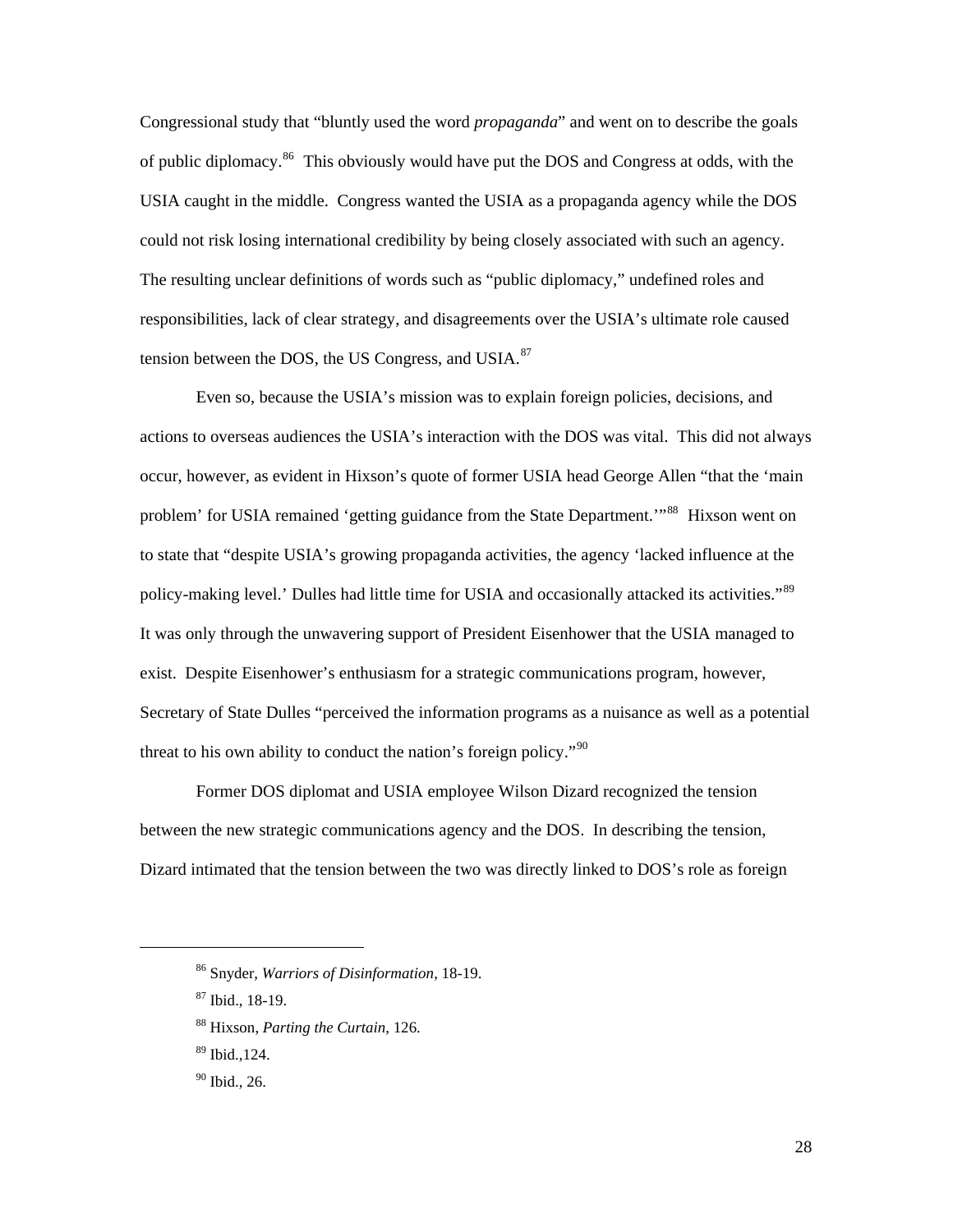Congressional study that "bluntly used the word *propaganda*" and went on to describe the goals of public diplomacy.[86] This obviously would have put the DOS and Congress at odds, with the USIA caught in the middle. Congress wanted the USIA as a propaganda agency while the DOS could not risk losing international credibility by being closely associated with such an agency. The resulting unclear definitions of words such as "public diplomacy," undefined roles and responsibilities, lack of clear strategy, and disagreements over the USIA's ultimate role caused tension between the DOS, the US Congress, and USIA.[87]

Even so, because the USIA's mission was to explain foreign policies, decisions, and actions to overseas audiences the USIA's interaction with the DOS was vital. This did not always occur, however, as evident in Hixson's quote of former USIA head George Allen "that the 'main problem' for USIA remained 'getting guidance from the State Department.'"[88] Hixson went on to state that "despite USIA's growing propaganda activities, the agency 'lacked influence at the policy-making level.' Dulles had little time for USIA and occasionally attacked its activities."[89] It was only through the unwavering support of President Eisenhower that the USIA managed to exist. Despite Eisenhower's enthusiasm for a strategic communications program, however, Secretary of State Dulles "perceived the information programs as a nuisance as well as a potential threat to his own ability to conduct the nation's foreign policy."[90]

Former DOS diplomat and USIA employee Wilson Dizard recognized the tension between the new strategic communications agency and the DOS. In describing the tension, Dizard intimated that the tension between the two was directly linked to DOS's role as foreign

---

[86] Snyder, *Warriors of Disinformation*, 18-19.

[87] Ibid., 18-19.

[88] Hixson, *Parting the Curtain*, 126.

[89] Ibid.,124.

[90] Ibid., 26.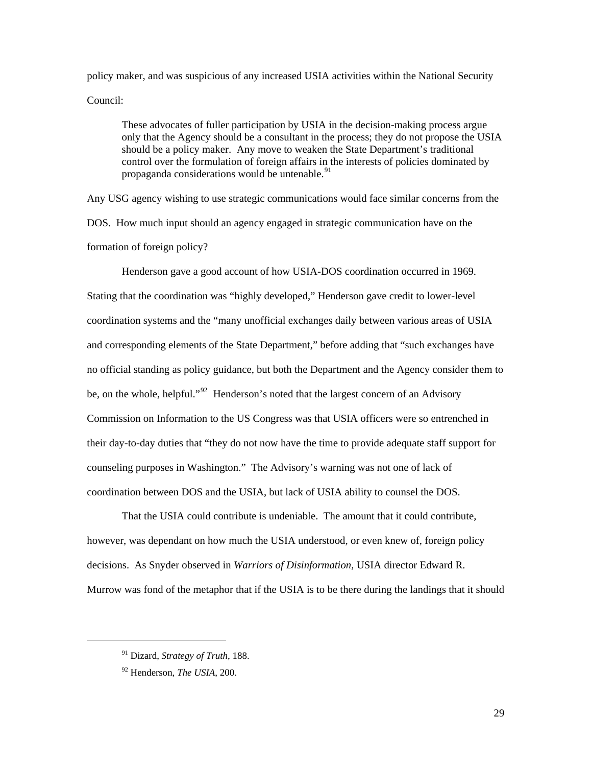policy maker, and was suspicious of any increased USIA activities within the National Security Council:

> These advocates of fuller participation by USIA in the decision-making process argue only that the Agency should be a consultant in the process; they do not propose the USIA should be a policy maker. Any move to weaken the State Department's traditional control over the formulation of foreign affairs in the interests of policies dominated by propaganda considerations would be untenable.[91]

Any USG agency wishing to use strategic communications would face similar concerns from the DOS. How much input should an agency engaged in strategic communication have on the formation of foreign policy?

Henderson gave a good account of how USIA-DOS coordination occurred in 1969. Stating that the coordination was "highly developed," Henderson gave credit to lower-level coordination systems and the "many unofficial exchanges daily between various areas of USIA and corresponding elements of the State Department," before adding that "such exchanges have no official standing as policy guidance, but both the Department and the Agency consider them to be, on the whole, helpful."[92] Henderson's noted that the largest concern of an Advisory Commission on Information to the US Congress was that USIA officers were so entrenched in their day-to-day duties that "they do not now have the time to provide adequate staff support for counseling purposes in Washington." The Advisory's warning was not one of lack of coordination between DOS and the USIA, but lack of USIA ability to counsel the DOS.

That the USIA could contribute is undeniable. The amount that it could contribute, however, was dependant on how much the USIA understood, or even knew of, foreign policy decisions. As Snyder observed in *Warriors of Disinformation,* USIA director Edward R. Murrow was fond of the metaphor that if the USIA is to be there during the landings that it should

---

[91] Dizard, *Strategy of Truth*, 188.

[92] Henderson, *The USIA*, 200.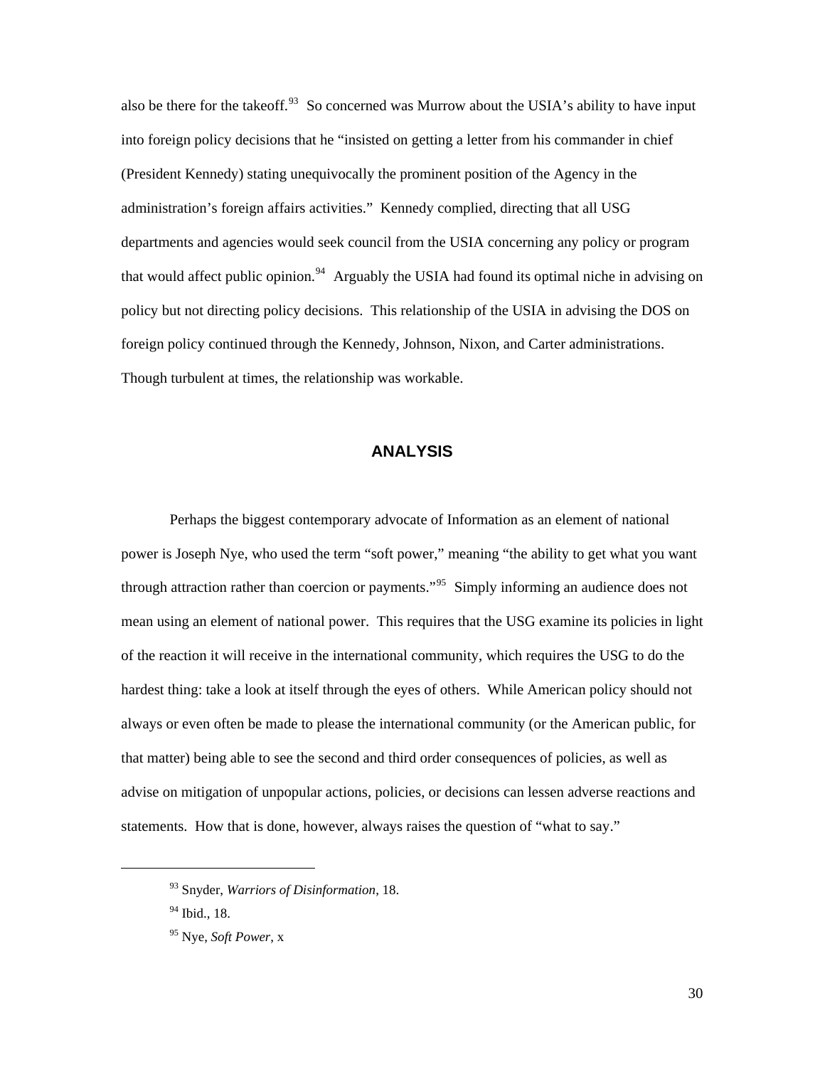also be there for the takeoff.[93] So concerned was Murrow about the USIA's ability to have input into foreign policy decisions that he "insisted on getting a letter from his commander in chief (President Kennedy) stating unequivocally the prominent position of the Agency in the administration's foreign affairs activities." Kennedy complied, directing that all USG departments and agencies would seek council from the USIA concerning any policy or program that would affect public opinion.[94] Arguably the USIA had found its optimal niche in advising on policy but not directing policy decisions. This relationship of the USIA in advising the DOS on foreign policy continued through the Kennedy, Johnson, Nixon, and Carter administrations. Though turbulent at times, the relationship was workable.

## ANALYSIS

Perhaps the biggest contemporary advocate of Information as an element of national power is Joseph Nye, who used the term "soft power," meaning "the ability to get what you want through attraction rather than coercion or payments."[95] Simply informing an audience does not mean using an element of national power. This requires that the USG examine its policies in light of the reaction it will receive in the international community, which requires the USG to do the hardest thing: take a look at itself through the eyes of others. While American policy should not always or even often be made to please the international community (or the American public, for that matter) being able to see the second and third order consequences of policies, as well as advise on mitigation of unpopular actions, policies, or decisions can lessen adverse reactions and statements. How that is done, however, always raises the question of "what to say."

---

[93] Snyder, *Warriors of Disinformation*, 18.

[94] Ibid., 18.

[95] Nye, *Soft Power*, x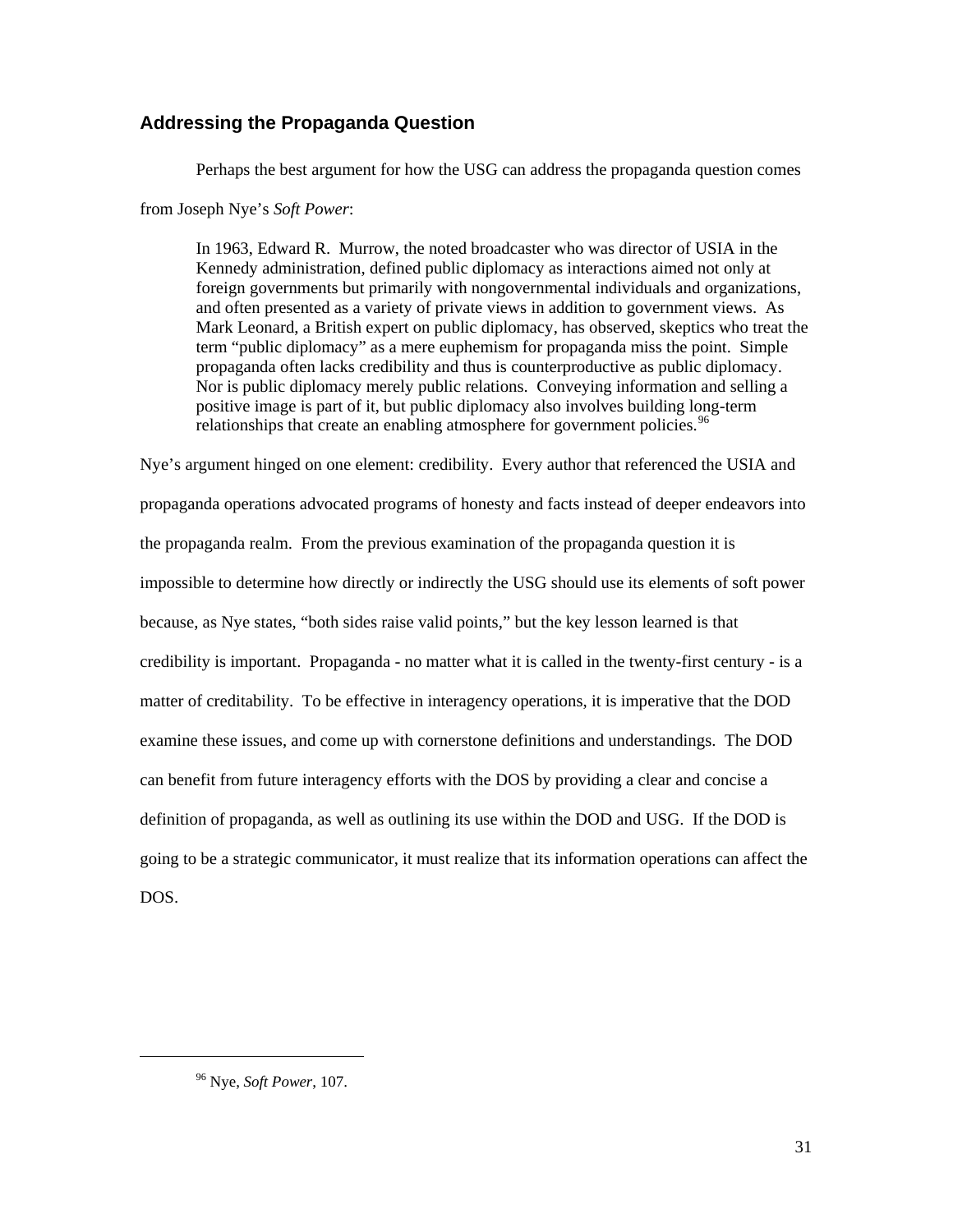## Addressing the Propaganda Question

Perhaps the best argument for how the USG can address the propaganda question comes from Joseph Nye's *Soft Power*:

> In 1963, Edward R. Murrow, the noted broadcaster who was director of USIA in the Kennedy administration, defined public diplomacy as interactions aimed not only at foreign governments but primarily with nongovernmental individuals and organizations, and often presented as a variety of private views in addition to government views. As Mark Leonard, a British expert on public diplomacy, has observed, skeptics who treat the term "public diplomacy" as a mere euphemism for propaganda miss the point. Simple propaganda often lacks credibility and thus is counterproductive as public diplomacy. Nor is public diplomacy merely public relations. Conveying information and selling a positive image is part of it, but public diplomacy also involves building long-term relationships that create an enabling atmosphere for government policies.[96]

Nye's argument hinged on one element: credibility. Every author that referenced the USIA and propaganda operations advocated programs of honesty and facts instead of deeper endeavors into the propaganda realm. From the previous examination of the propaganda question it is impossible to determine how directly or indirectly the USG should use its elements of soft power because, as Nye states, "both sides raise valid points," but the key lesson learned is that credibility is important. Propaganda - no matter what it is called in the twenty-first century - is a matter of creditability. To be effective in interagency operations, it is imperative that the DOD examine these issues, and come up with cornerstone definitions and understandings. The DOD can benefit from future interagency efforts with the DOS by providing a clear and concise a definition of propaganda, as well as outlining its use within the DOD and USG. If the DOD is going to be a strategic communicator, it must realize that its information operations can affect the DOS.

---

[96] Nye, *Soft Power*, 107.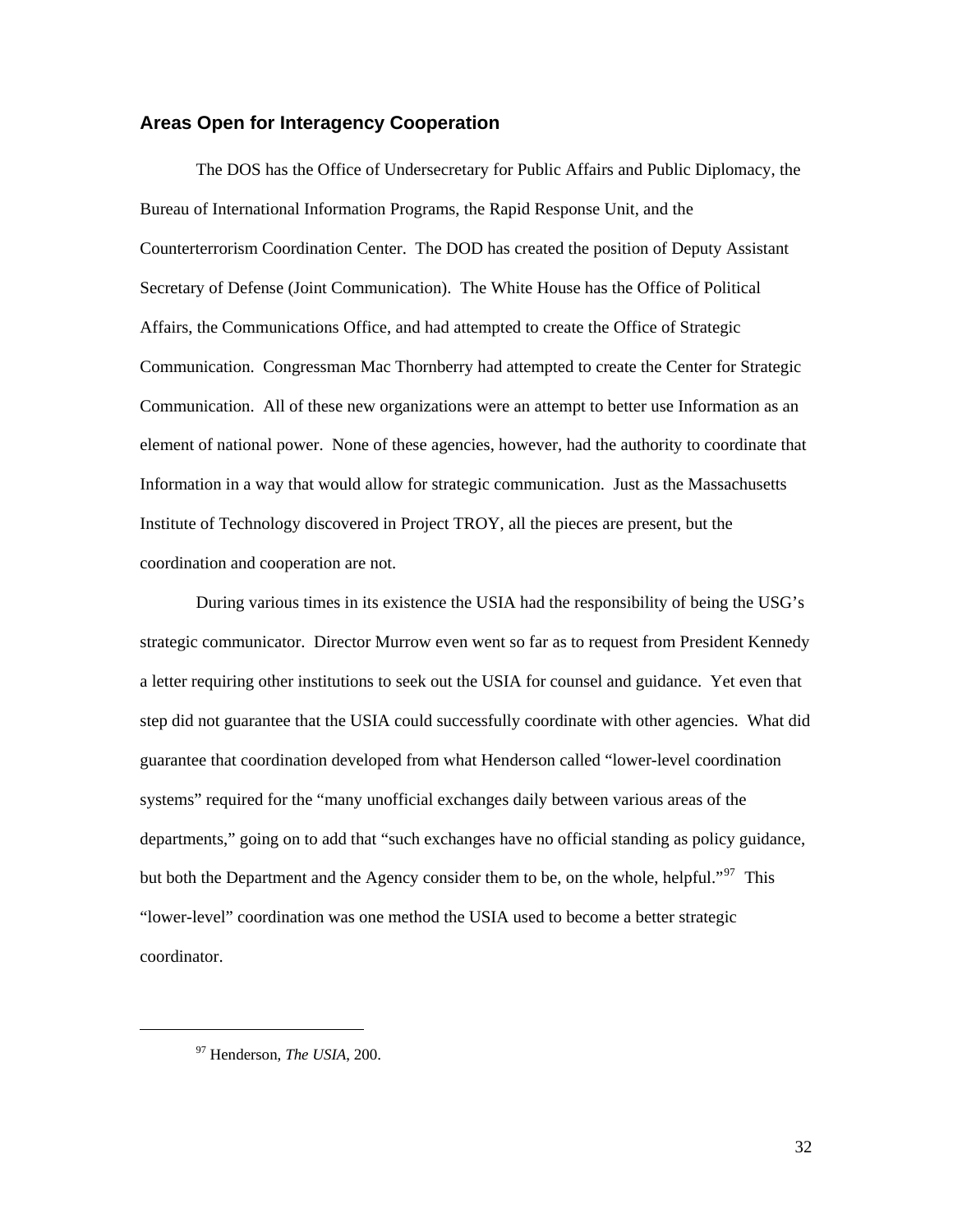## Areas Open for Interagency Cooperation

The DOS has the Office of Undersecretary for Public Affairs and Public Diplomacy, the Bureau of International Information Programs, the Rapid Response Unit, and the Counterterrorism Coordination Center. The DOD has created the position of Deputy Assistant Secretary of Defense (Joint Communication). The White House has the Office of Political Affairs, the Communications Office, and had attempted to create the Office of Strategic Communication. Congressman Mac Thornberry had attempted to create the Center for Strategic Communication. All of these new organizations were an attempt to better use Information as an element of national power. None of these agencies, however, had the authority to coordinate that Information in a way that would allow for strategic communication. Just as the Massachusetts Institute of Technology discovered in Project TROY, all the pieces are present, but the coordination and cooperation are not.

During various times in its existence the USIA had the responsibility of being the USG's strategic communicator. Director Murrow even went so far as to request from President Kennedy a letter requiring other institutions to seek out the USIA for counsel and guidance. Yet even that step did not guarantee that the USIA could successfully coordinate with other agencies. What did guarantee that coordination developed from what Henderson called "lower-level coordination systems" required for the "many unofficial exchanges daily between various areas of the departments," going on to add that "such exchanges have no official standing as policy guidance, but both the Department and the Agency consider them to be, on the whole, helpful."[97] This "lower-level" coordination was one method the USIA used to become a better strategic coordinator.

[97] Henderson, *The USIA*, 200.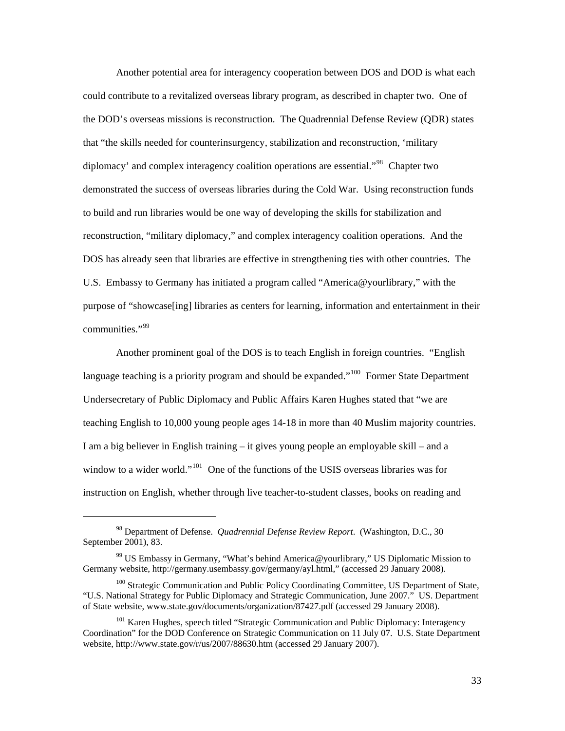Another potential area for interagency cooperation between DOS and DOD is what each could contribute to a revitalized overseas library program, as described in chapter two. One of the DOD's overseas missions is reconstruction. The Quadrennial Defense Review (QDR) states that "the skills needed for counterinsurgency, stabilization and reconstruction, 'military diplomacy' and complex interagency coalition operations are essential."[98] Chapter two demonstrated the success of overseas libraries during the Cold War. Using reconstruction funds to build and run libraries would be one way of developing the skills for stabilization and reconstruction, "military diplomacy," and complex interagency coalition operations. And the DOS has already seen that libraries are effective in strengthening ties with other countries. The U.S. Embassy to Germany has initiated a program called "America@yourlibrary," with the purpose of "showcase[ing] libraries as centers for learning, information and entertainment in their communities."[99]

Another prominent goal of the DOS is to teach English in foreign countries. "English language teaching is a priority program and should be expanded."[100] Former State Department Undersecretary of Public Diplomacy and Public Affairs Karen Hughes stated that "we are teaching English to 10,000 young people ages 14-18 in more than 40 Muslim majority countries. I am a big believer in English training – it gives young people an employable skill – and a window to a wider world."[101] One of the functions of the USIS overseas libraries was for instruction on English, whether through live teacher-to-student classes, books on reading and

---

[98] Department of Defense. *Quadrennial Defense Review Report*. (Washington, D.C., 30 September 2001), 83.

[99] US Embassy in Germany, "What's behind America@yourlibrary," US Diplomatic Mission to Germany website, http://germany.usembassy.gov/germany/ayl.html," (accessed 29 January 2008).

[100] Strategic Communication and Public Policy Coordinating Committee, US Department of State, "U.S. National Strategy for Public Diplomacy and Strategic Communication, June 2007." US. Department of State website, www.state.gov/documents/organization/87427.pdf (accessed 29 January 2008).

[101] Karen Hughes, speech titled "Strategic Communication and Public Diplomacy: Interagency Coordination" for the DOD Conference on Strategic Communication on 11 July 07. U.S. State Department website, http://www.state.gov/r/us/2007/88630.htm (accessed 29 January 2007).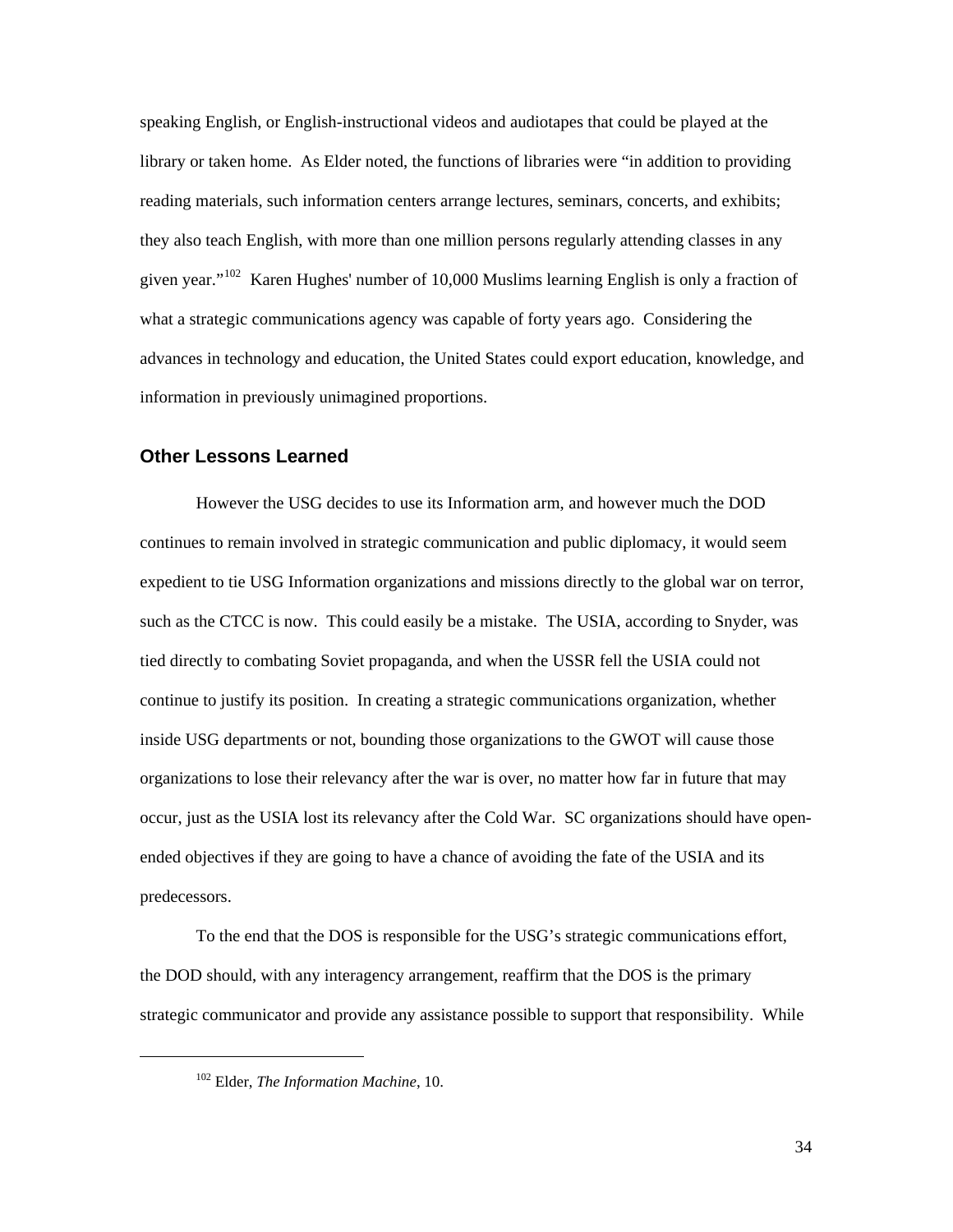speaking English, or English-instructional videos and audiotapes that could be played at the library or taken home. As Elder noted, the functions of libraries were "in addition to providing reading materials, such information centers arrange lectures, seminars, concerts, and exhibits; they also teach English, with more than one million persons regularly attending classes in any given year."[102] Karen Hughes' number of 10,000 Muslims learning English is only a fraction of what a strategic communications agency was capable of forty years ago. Considering the advances in technology and education, the United States could export education, knowledge, and information in previously unimagined proportions.

## Other Lessons Learned

However the USG decides to use its Information arm, and however much the DOD continues to remain involved in strategic communication and public diplomacy, it would seem expedient to tie USG Information organizations and missions directly to the global war on terror, such as the CTCC is now. This could easily be a mistake. The USIA, according to Snyder, was tied directly to combating Soviet propaganda, and when the USSR fell the USIA could not continue to justify its position. In creating a strategic communications organization, whether inside USG departments or not, bounding those organizations to the GWOT will cause those organizations to lose their relevancy after the war is over, no matter how far in future that may occur, just as the USIA lost its relevancy after the Cold War. SC organizations should have open-ended objectives if they are going to have a chance of avoiding the fate of the USIA and its predecessors.

To the end that the DOS is responsible for the USG's strategic communications effort, the DOD should, with any interagency arrangement, reaffirm that the DOS is the primary strategic communicator and provide any assistance possible to support that responsibility. While

[102] Elder, *The Information Machine*, 10.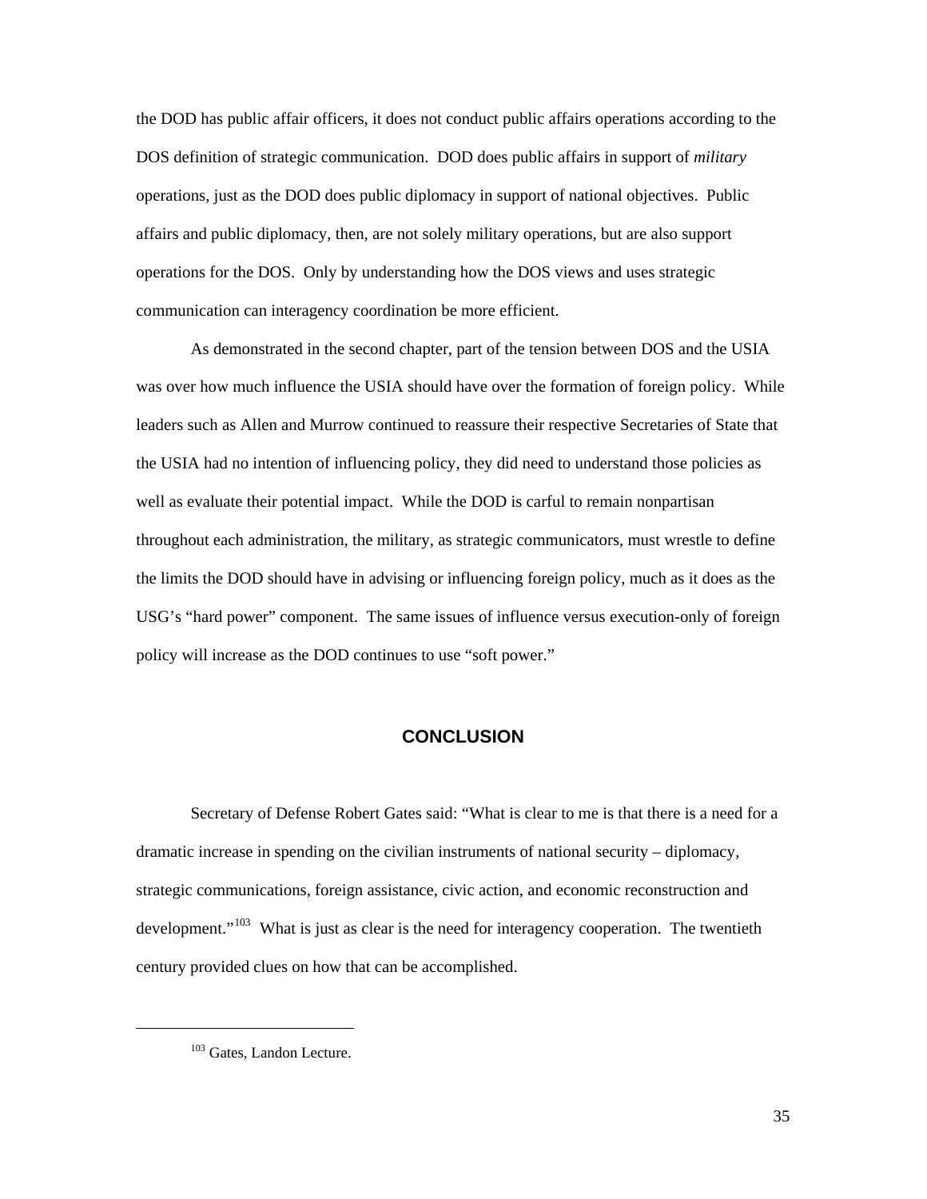the DOD has public affair officers, it does not conduct public affairs operations according to the DOS definition of strategic communication. DOD does public affairs in support of *military* operations, just as the DOD does public diplomacy in support of national objectives. Public affairs and public diplomacy, then, are not solely military operations, but are also support operations for the DOS. Only by understanding how the DOS views and uses strategic communication can interagency coordination be more efficient.

As demonstrated in the second chapter, part of the tension between DOS and the USIA was over how much influence the USIA should have over the formation of foreign policy. While leaders such as Allen and Murrow continued to reassure their respective Secretaries of State that the USIA had no intention of influencing policy, they did need to understand those policies as well as evaluate their potential impact. While the DOD is carful to remain nonpartisan throughout each administration, the military, as strategic communicators, must wrestle to define the limits the DOD should have in advising or influencing foreign policy, much as it does as the USG's "hard power" component. The same issues of influence versus execution-only of foreign policy will increase as the DOD continues to use "soft power."

## CONCLUSION

Secretary of Defense Robert Gates said: "What is clear to me is that there is a need for a dramatic increase in spending on the civilian instruments of national security – diplomacy, strategic communications, foreign assistance, civic action, and economic reconstruction and development."[103] What is just as clear is the need for interagency cooperation. The twentieth century provided clues on how that can be accomplished.

[103] Gates, Landon Lecture.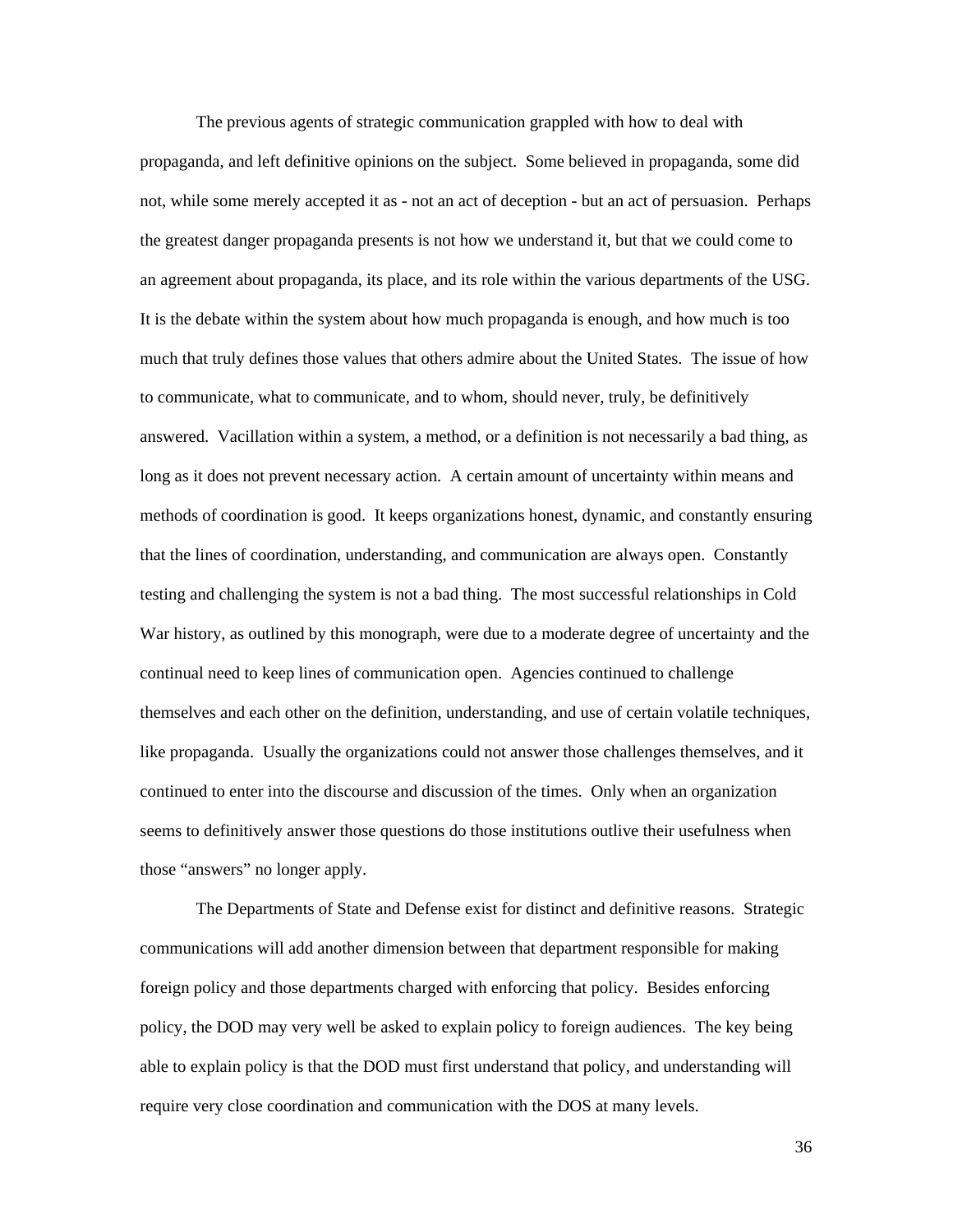The previous agents of strategic communication grappled with how to deal with propaganda, and left definitive opinions on the subject. Some believed in propaganda, some did not, while some merely accepted it as - not an act of deception - but an act of persuasion. Perhaps the greatest danger propaganda presents is not how we understand it, but that we could come to an agreement about propaganda, its place, and its role within the various departments of the USG. It is the debate within the system about how much propaganda is enough, and how much is too much that truly defines those values that others admire about the United States. The issue of how to communicate, what to communicate, and to whom, should never, truly, be definitively answered. Vacillation within a system, a method, or a definition is not necessarily a bad thing, as long as it does not prevent necessary action. A certain amount of uncertainty within means and methods of coordination is good. It keeps organizations honest, dynamic, and constantly ensuring that the lines of coordination, understanding, and communication are always open. Constantly testing and challenging the system is not a bad thing. The most successful relationships in Cold War history, as outlined by this monograph, were due to a moderate degree of uncertainty and the continual need to keep lines of communication open. Agencies continued to challenge themselves and each other on the definition, understanding, and use of certain volatile techniques, like propaganda. Usually the organizations could not answer those challenges themselves, and it continued to enter into the discourse and discussion of the times. Only when an organization seems to definitively answer those questions do those institutions outlive their usefulness when those "answers" no longer apply.

The Departments of State and Defense exist for distinct and definitive reasons. Strategic communications will add another dimension between that department responsible for making foreign policy and those departments charged with enforcing that policy. Besides enforcing policy, the DOD may very well be asked to explain policy to foreign audiences. The key being able to explain policy is that the DOD must first understand that policy, and understanding will require very close coordination and communication with the DOS at many levels.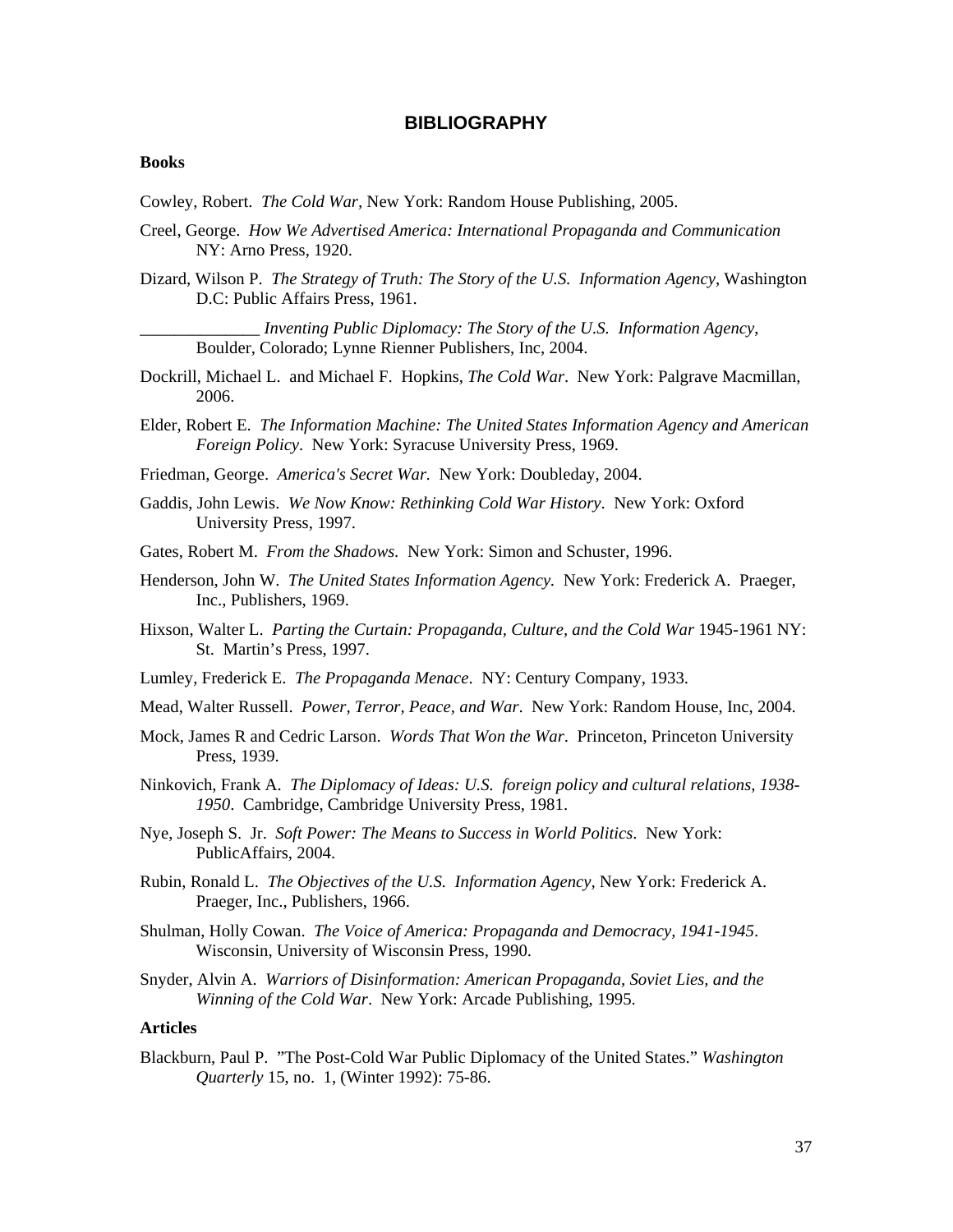## BIBLIOGRAPHY

### Books

Cowley, Robert. *The Cold War*, New York: Random House Publishing, 2005.

Creel, George. *How We Advertised America: International Propaganda and Communication* NY: Arno Press, 1920.

Dizard, Wilson P. *The Strategy of Truth: The Story of the U.S. Information Agency*, Washington D.C: Public Affairs Press, 1961.

______________ *Inventing Public Diplomacy: The Story of the U.S. Information Agency*, Boulder, Colorado; Lynne Rienner Publishers, Inc, 2004.

Dockrill, Michael L. and Michael F. Hopkins, *The Cold War*. New York: Palgrave Macmillan, 2006.

Elder, Robert E. *The Information Machine: The United States Information Agency and American Foreign Policy*. New York: Syracuse University Press, 1969.

Friedman, George. *America's Secret War.* New York: Doubleday, 2004.

Gaddis, John Lewis. *We Now Know: Rethinking Cold War History*. New York: Oxford University Press, 1997.

Gates, Robert M. *From the Shadows.* New York: Simon and Schuster, 1996.

Henderson, John W. *The United States Information Agency.* New York: Frederick A. Praeger, Inc., Publishers, 1969.

Hixson, Walter L. *Parting the Curtain: Propaganda, Culture, and the Cold War* 1945-1961 NY: St. Martin's Press, 1997.

Lumley, Frederick E. *The Propaganda Menace*. NY: Century Company, 1933.

Mead, Walter Russell. *Power, Terror, Peace, and War*. New York: Random House, Inc, 2004.

Mock, James R and Cedric Larson. *Words That Won the War*. Princeton, Princeton University Press, 1939.

Ninkovich, Frank A. *The Diplomacy of Ideas: U.S. foreign policy and cultural relations, 1938-1950*. Cambridge, Cambridge University Press, 1981.

Nye, Joseph S. Jr. *Soft Power: The Means to Success in World Politics*. New York: PublicAffairs, 2004.

Rubin, Ronald L. *The Objectives of the U.S. Information Agency,* New York: Frederick A. Praeger, Inc., Publishers, 1966.

Shulman, Holly Cowan. *The Voice of America: Propaganda and Democracy, 1941-1945*. Wisconsin, University of Wisconsin Press, 1990.

Snyder, Alvin A. *Warriors of Disinformation: American Propaganda, Soviet Lies, and the Winning of the Cold War*. New York: Arcade Publishing, 1995.

### Articles

Blackburn, Paul P. "The Post-Cold War Public Diplomacy of the United States." *Washington Quarterly* 15, no. 1, (Winter 1992): 75-86.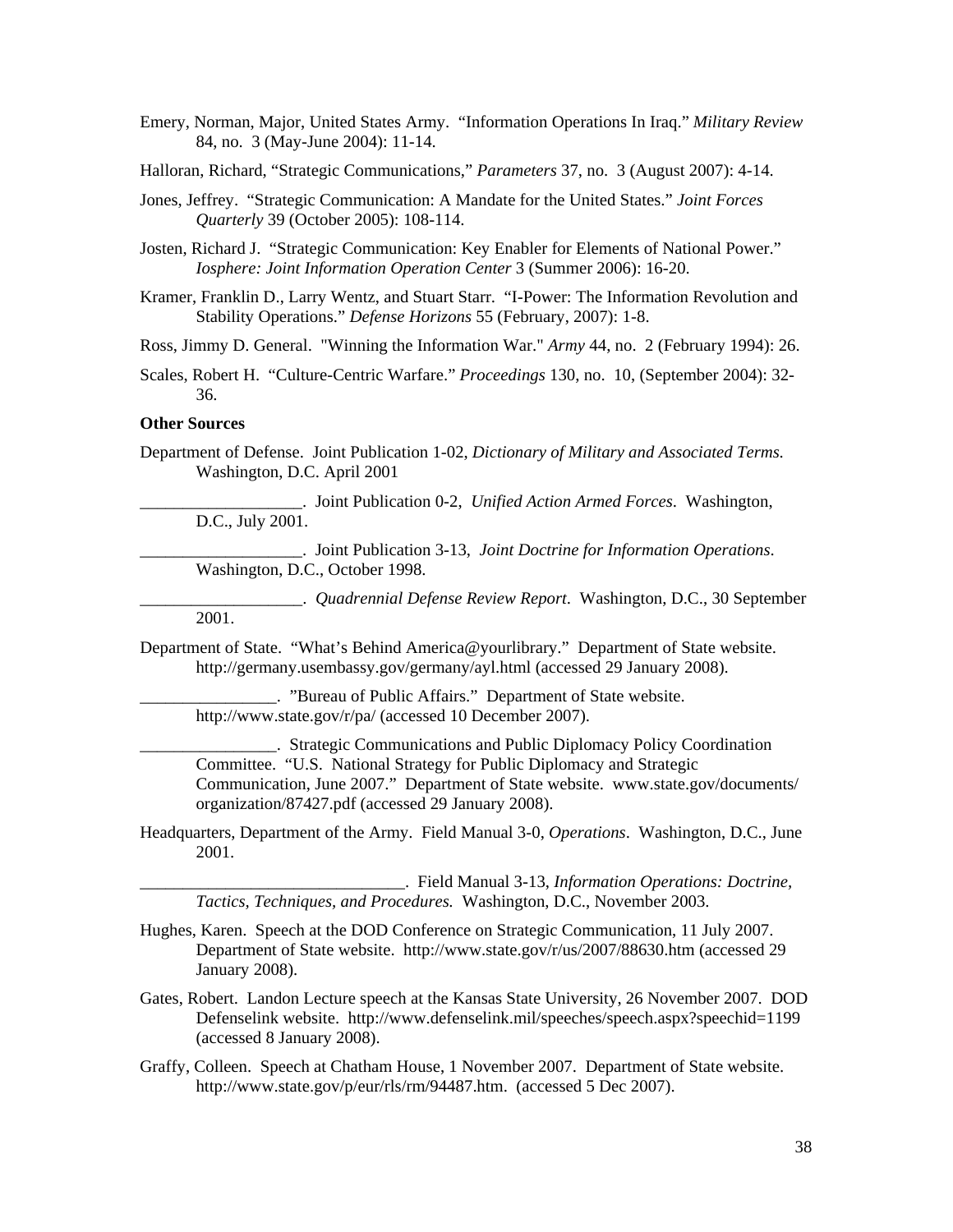Emery, Norman, Major, United States Army. "Information Operations In Iraq." *Military Review* 84, no. 3 (May-June 2004): 11-14.

Halloran, Richard, "Strategic Communications," *Parameters* 37, no. 3 (August 2007): 4-14.

Jones, Jeffrey. "Strategic Communication: A Mandate for the United States." *Joint Forces Quarterly* 39 (October 2005): 108-114.

Josten, Richard J. "Strategic Communication: Key Enabler for Elements of National Power." *Iosphere: Joint Information Operation Center* 3 (Summer 2006): 16-20.

Kramer, Franklin D., Larry Wentz, and Stuart Starr. "I-Power: The Information Revolution and Stability Operations." *Defense Horizons* 55 (February, 2007): 1-8.

Ross, Jimmy D. General. "Winning the Information War." *Army* 44, no. 2 (February 1994): 26.

Scales, Robert H. "Culture-Centric Warfare." *Proceedings* 130, no. 10, (September 2004): 32-36.

**Other Sources**

Department of Defense. Joint Publication 1-02, *Dictionary of Military and Associated Terms.* Washington, D.C. April 2001

___________________. Joint Publication 0-2, *Unified Action Armed Forces*. Washington, D.C., July 2001.

___________________. Joint Publication 3-13, *Joint Doctrine for Information Operations*. Washington, D.C., October 1998.

___________________. *Quadrennial Defense Review Report*. Washington, D.C., 30 September 2001.

Department of State. "What's Behind America@yourlibrary." Department of State website. http://germany.usembassy.gov/germany/ayl.html (accessed 29 January 2008).

________________. "Bureau of Public Affairs." Department of State website. http://www.state.gov/r/pa/ (accessed 10 December 2007).

________________. Strategic Communications and Public Diplomacy Policy Coordination Committee. "U.S. National Strategy for Public Diplomacy and Strategic Communication, June 2007." Department of State website. www.state.gov/documents/organization/87427.pdf (accessed 29 January 2008).

Headquarters, Department of the Army. Field Manual 3-0, *Operations*. Washington, D.C., June 2001.

_______________________________. Field Manual 3-13, *Information Operations: Doctrine, Tactics, Techniques, and Procedures.* Washington, D.C., November 2003.

Hughes, Karen. Speech at the DOD Conference on Strategic Communication, 11 July 2007. Department of State website. http://www.state.gov/r/us/2007/88630.htm (accessed 29 January 2008).

Gates, Robert. Landon Lecture speech at the Kansas State University, 26 November 2007. DOD Defenselink website. http://www.defenselink.mil/speeches/speech.aspx?speechid=1199 (accessed 8 January 2008).

Graffy, Colleen. Speech at Chatham House, 1 November 2007. Department of State website. http://www.state.gov/p/eur/rls/rm/94487.htm. (accessed 5 Dec 2007).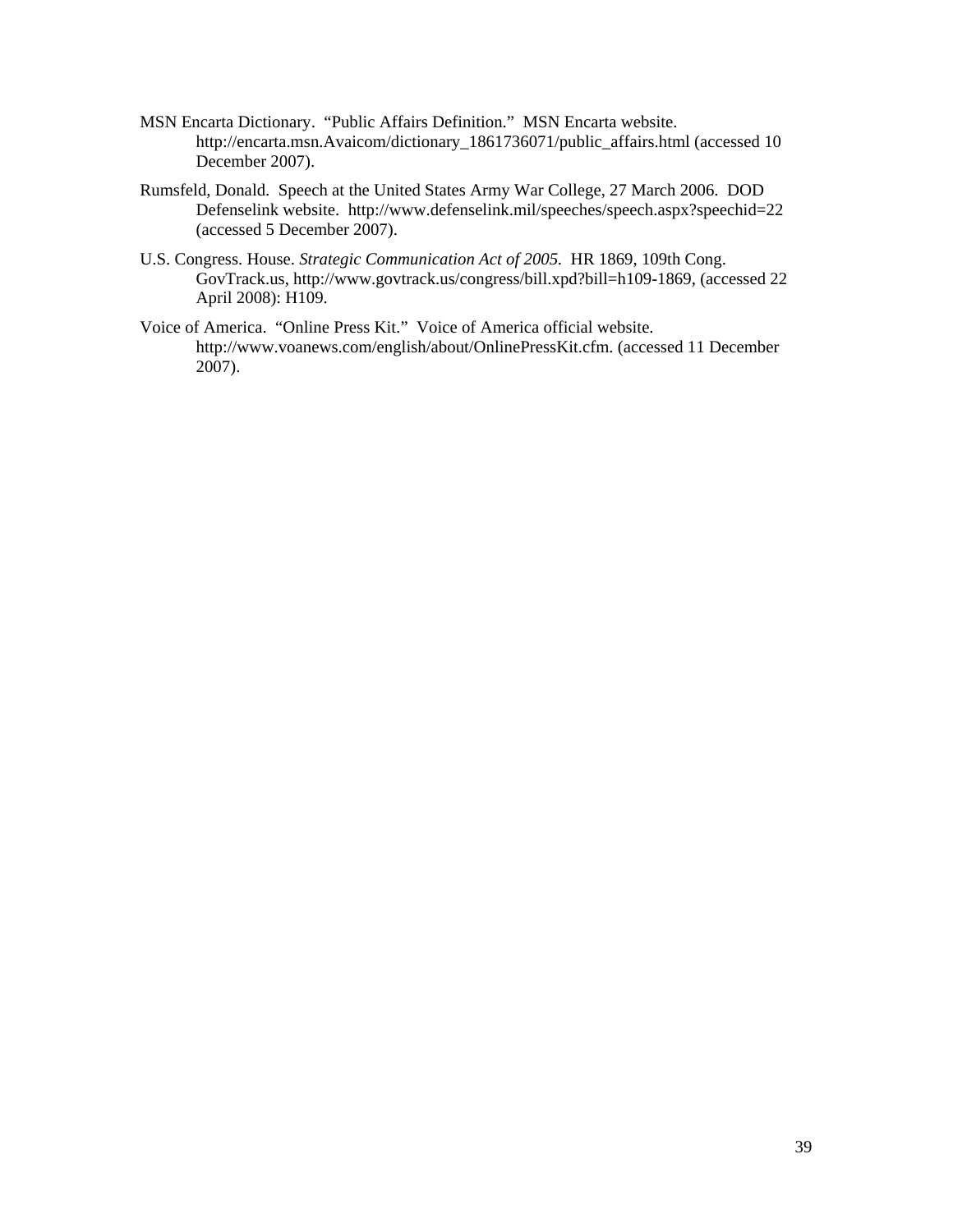MSN Encarta Dictionary. "Public Affairs Definition." MSN Encarta website. http://encarta.msn.Avaicom/dictionary_1861736071/public_affairs.html (accessed 10 December 2007).

Rumsfeld, Donald. Speech at the United States Army War College, 27 March 2006. DOD Defenselink website. http://www.defenselink.mil/speeches/speech.aspx?speechid=22 (accessed 5 December 2007).

U.S. Congress. House. *Strategic Communication Act of 2005.* HR 1869, 109th Cong. GovTrack.us, http://www.govtrack.us/congress/bill.xpd?bill=h109-1869, (accessed 22 April 2008): H109.

Voice of America. "Online Press Kit." Voice of America official website. http://www.voanews.com/english/about/OnlinePressKit.cfm. (accessed 11 December 2007).